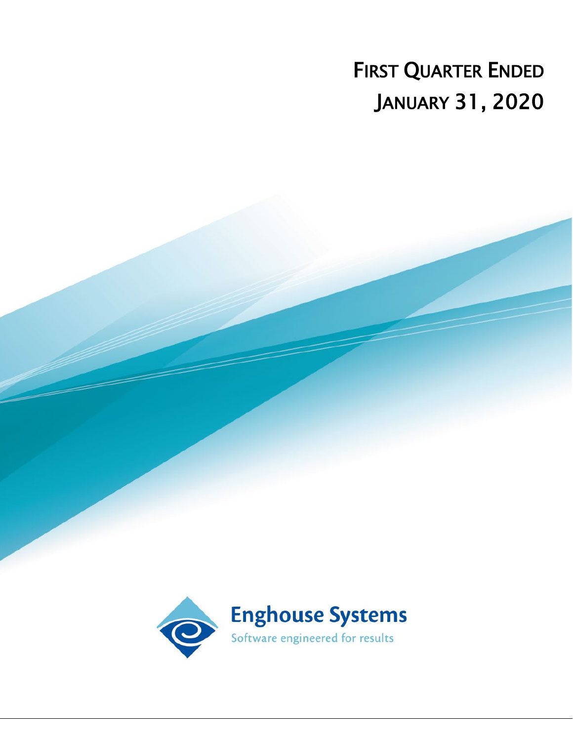# FIRST QUARTER ENDED JANUARY 31, 2020

Enghouse Systems

Software engineered for results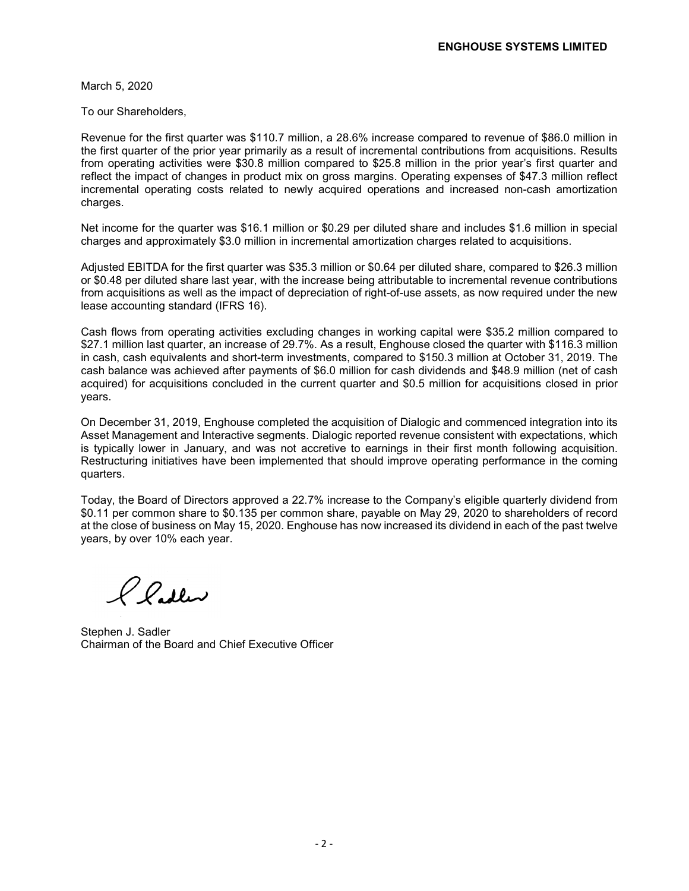March 5, 2020

To our Shareholders,

Revenue for the first quarter was $110.7 million, a 28.6% increase compared to revenue of $86.0 million in the first quarter of the prior year primarily as a result of incremental contributions from acquisitions. Results from operating activities were $30.8 million compared to $25.8 million in the prior year's first quarter and reflect the impact of changes in product mix on gross margins. Operating expenses of $47.3 million reflect incremental operating costs related to newly acquired operations and increased non-cash amortization charges.

Net income for the quarter was $16.1 million or $0.29 per diluted share and includes $1.6 million in special charges and approximately $3.0 million in incremental amortization charges related to acquisitions.

Adjusted EBITDA for the first quarter was $35.3 million or $0.64 per diluted share, compared to $26.3 million or $0.48 per diluted share last year, with the increase being attributable to incremental revenue contributions from acquisitions as well as the impact of depreciation of right-of-use assets, as now required under the new lease accounting standard (IFRS 16).

Cash flows from operating activities excluding changes in working capital were $35.2 million compared to $27.1 million last quarter, an increase of 29.7%. As a result, Enghouse closed the quarter with $116.3 million in cash, cash equivalents and short-term investments, compared to $150.3 million at October 31, 2019. The cash balance was achieved after payments of $6.0 million for cash dividends and $48.9 million (net of cash acquired) for acquisitions concluded in the current quarter and $0.5 million for acquisitions closed in prior years.

On December 31, 2019, Enghouse completed the acquisition of Dialogic and commenced integration into its Asset Management and Interactive segments. Dialogic reported revenue consistent with expectations, which is typically lower in January, and was not accretive to earnings in their first month following acquisition. Restructuring initiatives have been implemented that should improve operating performance in the coming quarters.

Today, the Board of Directors approved a 22.7% increase to the Company's eligible quarterly dividend from $0.11 per common share to $0.135 per common share, payable on May 29, 2020 to shareholders of record at the close of business on May 15, 2020. Enghouse has now increased its dividend in each of the past twelve years, by over 10% each year.

Stephen J. Sadler
Chairman of the Board and Chief Executive Officer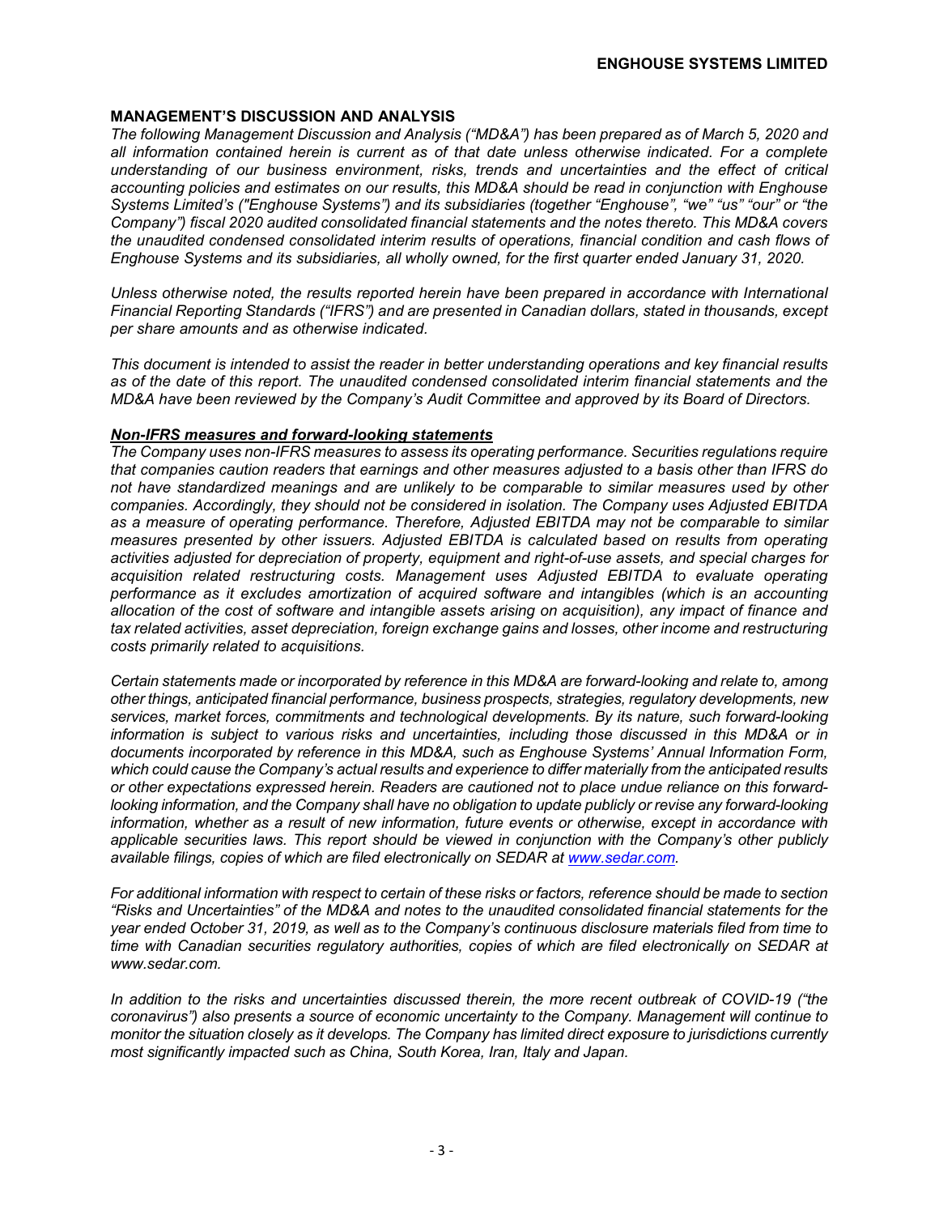## MANAGEMENT'S DISCUSSION AND ANALYSIS

*The following Management Discussion and Analysis ("MD&A") has been prepared as of March 5, 2020 and all information contained herein is current as of that date unless otherwise indicated. For a complete understanding of our business environment, risks, trends and uncertainties and the effect of critical accounting policies and estimates on our results, this MD&A should be read in conjunction with Enghouse Systems Limited's ("Enghouse Systems") and its subsidiaries (together "Enghouse", "we" "us" "our" or "the Company") fiscal 2020 audited consolidated financial statements and the notes thereto. This MD&A covers the unaudited condensed consolidated interim results of operations, financial condition and cash flows of Enghouse Systems and its subsidiaries, all wholly owned, for the first quarter ended January 31, 2020.*

*Unless otherwise noted, the results reported herein have been prepared in accordance with International Financial Reporting Standards ("IFRS") and are presented in Canadian dollars, stated in thousands, except per share amounts and as otherwise indicated.*

*This document is intended to assist the reader in better understanding operations and key financial results as of the date of this report. The unaudited condensed consolidated interim financial statements and the MD&A have been reviewed by the Company's Audit Committee and approved by its Board of Directors.*

### ***Non-IFRS measures and forward-looking statements***

*The Company uses non-IFRS measures to assess its operating performance. Securities regulations require that companies caution readers that earnings and other measures adjusted to a basis other than IFRS do not have standardized meanings and are unlikely to be comparable to similar measures used by other companies. Accordingly, they should not be considered in isolation. The Company uses Adjusted EBITDA as a measure of operating performance. Therefore, Adjusted EBITDA may not be comparable to similar measures presented by other issuers. Adjusted EBITDA is calculated based on results from operating activities adjusted for depreciation of property, equipment and right-of-use assets, and special charges for acquisition related restructuring costs. Management uses Adjusted EBITDA to evaluate operating performance as it excludes amortization of acquired software and intangibles (which is an accounting allocation of the cost of software and intangible assets arising on acquisition), any impact of finance and tax related activities, asset depreciation, foreign exchange gains and losses, other income and restructuring costs primarily related to acquisitions.*

*Certain statements made or incorporated by reference in this MD&A are forward-looking and relate to, among other things, anticipated financial performance, business prospects, strategies, regulatory developments, new services, market forces, commitments and technological developments. By its nature, such forward-looking information is subject to various risks and uncertainties, including those discussed in this MD&A or in documents incorporated by reference in this MD&A, such as Enghouse Systems' Annual Information Form, which could cause the Company's actual results and experience to differ materially from the anticipated results or other expectations expressed herein. Readers are cautioned not to place undue reliance on this forward-looking information, and the Company shall have no obligation to update publicly or revise any forward-looking information, whether as a result of new information, future events or otherwise, except in accordance with applicable securities laws. This report should be viewed in conjunction with the Company's other publicly available filings, copies of which are filed electronically on SEDAR at www.sedar.com.*

*For additional information with respect to certain of these risks or factors, reference should be made to section "Risks and Uncertainties" of the MD&A and notes to the unaudited consolidated financial statements for the year ended October 31, 2019, as well as to the Company's continuous disclosure materials filed from time to time with Canadian securities regulatory authorities, copies of which are filed electronically on SEDAR at www.sedar.com.*

*In addition to the risks and uncertainties discussed therein, the more recent outbreak of COVID-19 ("the coronavirus") also presents a source of economic uncertainty to the Company. Management will continue to monitor the situation closely as it develops. The Company has limited direct exposure to jurisdictions currently most significantly impacted such as China, South Korea, Iran, Italy and Japan.*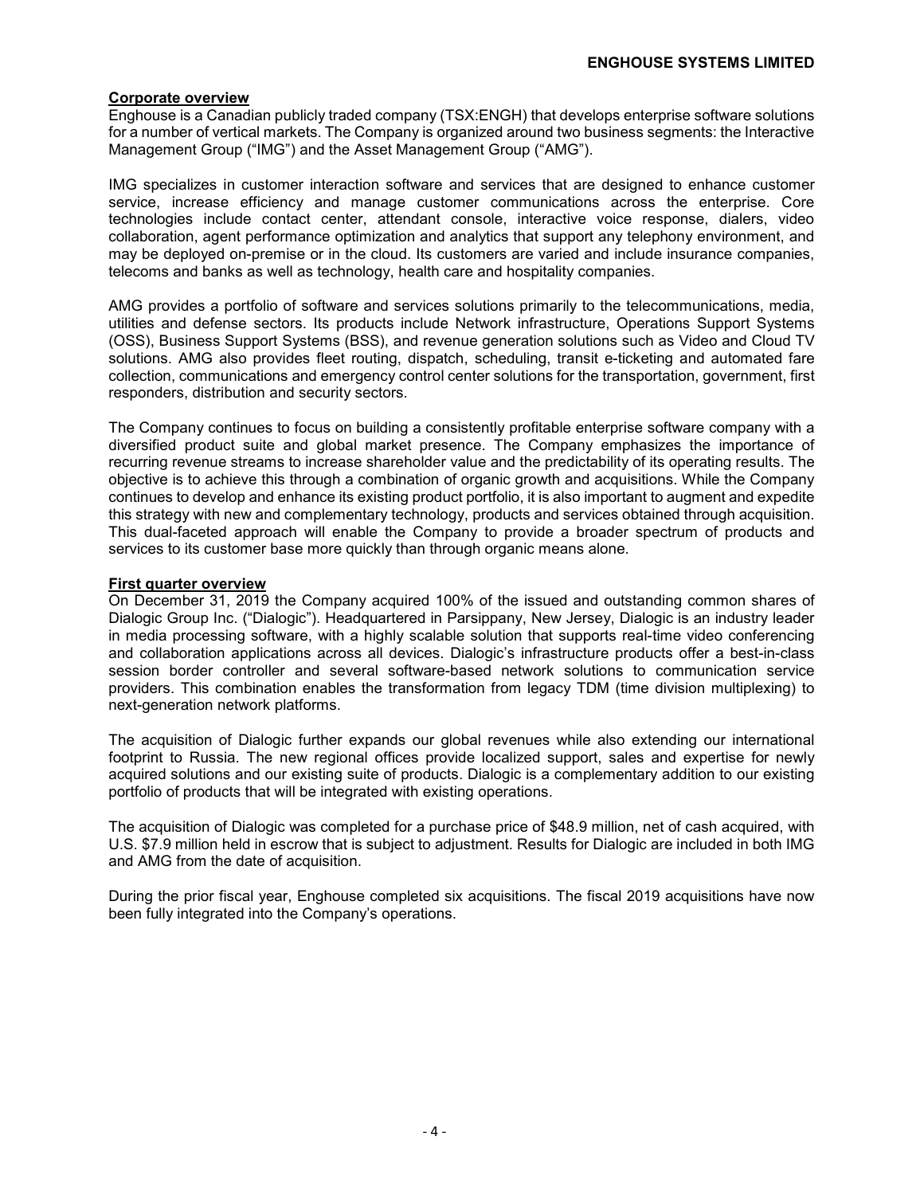## Corporate overview

Enghouse is a Canadian publicly traded company (TSX:ENGH) that develops enterprise software solutions for a number of vertical markets. The Company is organized around two business segments: the Interactive Management Group ("IMG") and the Asset Management Group ("AMG").

IMG specializes in customer interaction software and services that are designed to enhance customer service, increase efficiency and manage customer communications across the enterprise. Core technologies include contact center, attendant console, interactive voice response, dialers, video collaboration, agent performance optimization and analytics that support any telephony environment, and may be deployed on-premise or in the cloud. Its customers are varied and include insurance companies, telecoms and banks as well as technology, health care and hospitality companies.

AMG provides a portfolio of software and services solutions primarily to the telecommunications, media, utilities and defense sectors. Its products include Network infrastructure, Operations Support Systems (OSS), Business Support Systems (BSS), and revenue generation solutions such as Video and Cloud TV solutions. AMG also provides fleet routing, dispatch, scheduling, transit e-ticketing and automated fare collection, communications and emergency control center solutions for the transportation, government, first responders, distribution and security sectors.

The Company continues to focus on building a consistently profitable enterprise software company with a diversified product suite and global market presence. The Company emphasizes the importance of recurring revenue streams to increase shareholder value and the predictability of its operating results. The objective is to achieve this through a combination of organic growth and acquisitions. While the Company continues to develop and enhance its existing product portfolio, it is also important to augment and expedite this strategy with new and complementary technology, products and services obtained through acquisition. This dual-faceted approach will enable the Company to provide a broader spectrum of products and services to its customer base more quickly than through organic means alone.

## First quarter overview

On December 31, 2019 the Company acquired 100% of the issued and outstanding common shares of Dialogic Group Inc. ("Dialogic"). Headquartered in Parsippany, New Jersey, Dialogic is an industry leader in media processing software, with a highly scalable solution that supports real-time video conferencing and collaboration applications across all devices. Dialogic's infrastructure products offer a best-in-class session border controller and several software-based network solutions to communication service providers. This combination enables the transformation from legacy TDM (time division multiplexing) to next-generation network platforms.

The acquisition of Dialogic further expands our global revenues while also extending our international footprint to Russia. The new regional offices provide localized support, sales and expertise for newly acquired solutions and our existing suite of products. Dialogic is a complementary addition to our existing portfolio of products that will be integrated with existing operations.

The acquisition of Dialogic was completed for a purchase price of $48.9 million, net of cash acquired, with U.S. $7.9 million held in escrow that is subject to adjustment. Results for Dialogic are included in both IMG and AMG from the date of acquisition.

During the prior fiscal year, Enghouse completed six acquisitions. The fiscal 2019 acquisitions have now been fully integrated into the Company's operations.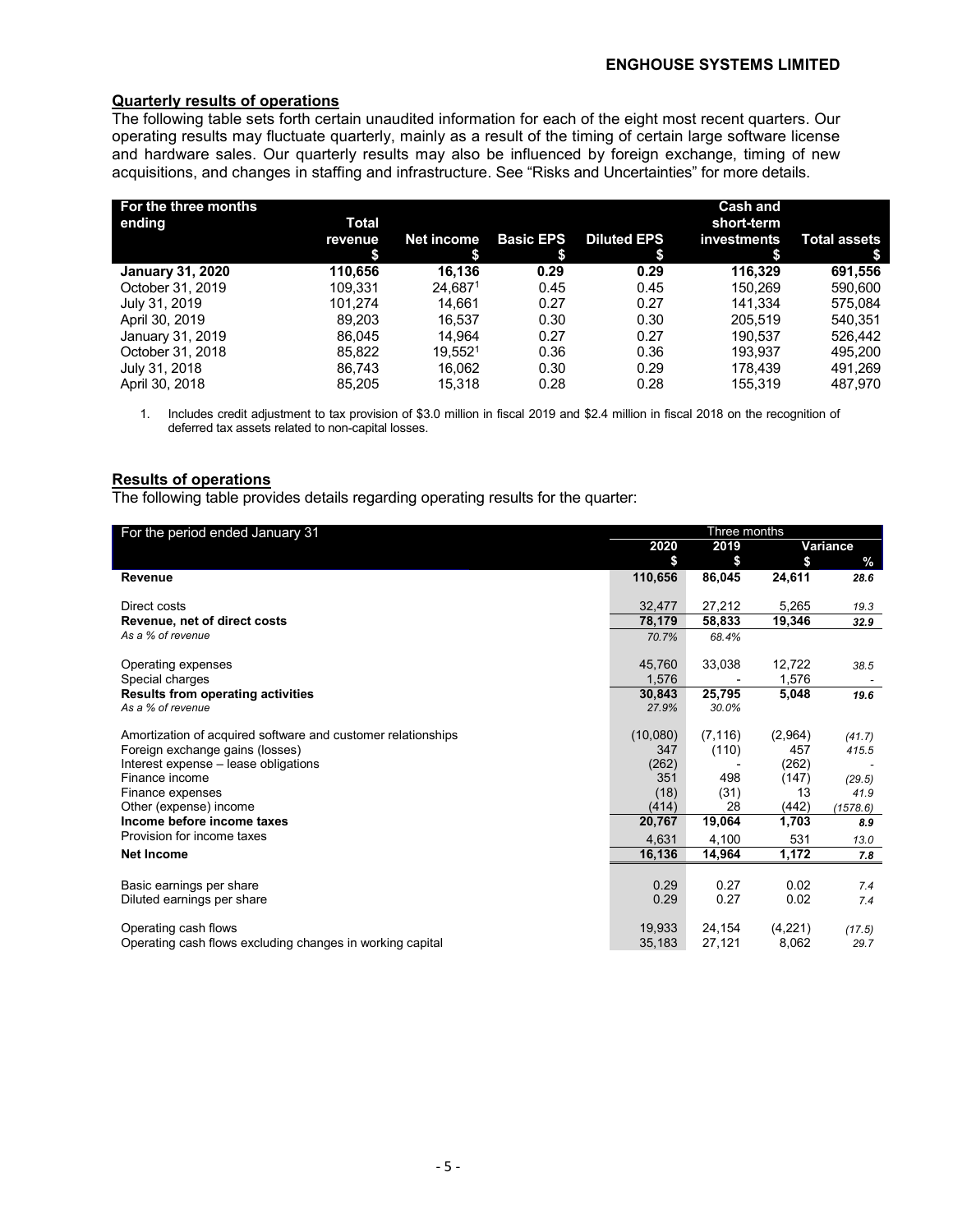## Quarterly results of operations

The following table sets forth certain unaudited information for each of the eight most recent quarters. Our operating results may fluctuate quarterly, mainly as a result of the timing of certain large software license and hardware sales. Our quarterly results may also be influenced by foreign exchange, timing of new acquisitions, and changes in staffing and infrastructure. See "Risks and Uncertainties" for more details.

| For the three months ending | Total revenue $ | Net income $ | Basic EPS $ | Diluted EPS $ | Cash and short-term investments $ | Total assets $ |
|---|---|---|---|---|---|---|
| **January 31, 2020** | **110,656** | **16,136** | **0.29** | **0.29** | **116,329** | **691,556** |
| October 31, 2019 | 109,331 | 24,687[1] | 0.45 | 0.45 | 150,269 | 590,600 |
| July 31, 2019 | 101,274 | 14,661 | 0.27 | 0.27 | 141,334 | 575,084 |
| April 30, 2019 | 89,203 | 16,537 | 0.30 | 0.30 | 205,519 | 540,351 |
| January 31, 2019 | 86,045 | 14,964 | 0.27 | 0.27 | 190,537 | 526,442 |
| October 31, 2018 | 85,822 | 19,552[1] | 0.36 | 0.36 | 193,937 | 495,200 |
| July 31, 2018 | 86,743 | 16,062 | 0.30 | 0.29 | 178,439 | 491,269 |
| April 30, 2018 | 85,205 | 15,318 | 0.28 | 0.28 | 155,319 | 487,970 |

1. Includes credit adjustment to tax provision of $3.0 million in fiscal 2019 and $2.4 million in fiscal 2018 on the recognition of deferred tax assets related to non-capital losses.

## Results of operations

The following table provides details regarding operating results for the quarter:

| For the period ended January 31 | Three months | | | |
|---|---|---|---|---|
| | 2020 $ | 2019 $ | Variance $ | Variance % |
| **Revenue** | **110,656** | **86,045** | **24,611** | *28.6* |
| Direct costs | 32,477 | 27,212 | 5,265 | *19.3* |
| **Revenue, net of direct costs** | **78,179** | **58,833** | **19,346** | ***32.9*** |
| *As a % of revenue* | *70.7%* | *68.4%* | | |
| Operating expenses | 45,760 | 33,038 | 12,722 | *38.5* |
| Special charges | 1,576 | - | 1,576 | - |
| **Results from operating activities** | **30,843** | **25,795** | **5,048** | ***19.6*** |
| *As a % of revenue* | *27.9%* | *30.0%* | | |
| Amortization of acquired software and customer relationships | (10,080) | (7,116) | (2,964) | *(41.7)* |
| Foreign exchange gains (losses) | 347 | (110) | 457 | *415.5* |
| Interest expense – lease obligations | (262) | - | (262) | - |
| Finance income | 351 | 498 | (147) | *(29.5)* |
| Finance expenses | (18) | (31) | 13 | *41.9* |
| Other (expense) income | (414) | 28 | (442) | *(1578.6)* |
| **Income before income taxes** | **20,767** | **19,064** | **1,703** | ***8.9*** |
| Provision for income taxes | 4,631 | 4,100 | 531 | *13.0* |
| **Net Income** | **16,136** | **14,964** | **1,172** | ***7.8*** |
| Basic earnings per share | 0.29 | 0.27 | 0.02 | *7.4* |
| Diluted earnings per share | 0.29 | 0.27 | 0.02 | *7.4* |
| Operating cash flows | 19,933 | 24,154 | (4,221) | *(17.5)* |
| Operating cash flows excluding changes in working capital | 35,183 | 27,121 | 8,062 | *29.7* |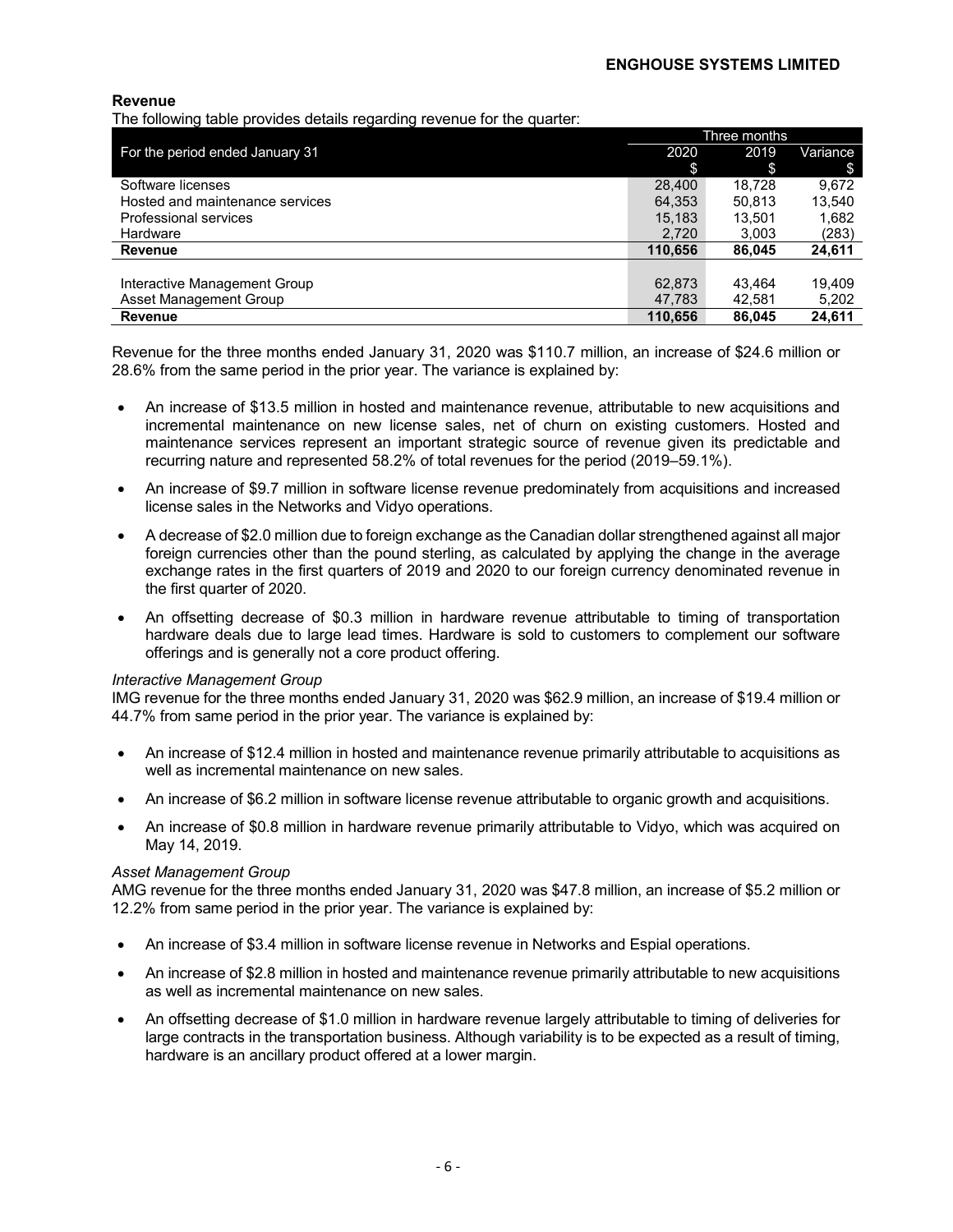## Revenue

The following table provides details regarding revenue for the quarter:

| For the period ended January 31 | Three months | | |
|---|---|---|---|
| | 2020 | 2019 | Variance |
| | $ | $ | $ |
| Software licenses | 28,400 | 18,728 | 9,672 |
| Hosted and maintenance services | 64,353 | 50,813 | 13,540 |
| Professional services | 15,183 | 13,501 | 1,682 |
| Hardware | 2,720 | 3,003 | (283) |
| **Revenue** | **110,656** | **86,045** | **24,611** |
| | | | |
| Interactive Management Group | 62,873 | 43,464 | 19,409 |
| Asset Management Group | 47,783 | 42,581 | 5,202 |
| **Revenue** | **110,656** | **86,045** | **24,611** |

Revenue for the three months ended January 31, 2020 was $110.7 million, an increase of $24.6 million or 28.6% from the same period in the prior year. The variance is explained by:

- An increase of $13.5 million in hosted and maintenance revenue, attributable to new acquisitions and incremental maintenance on new license sales, net of churn on existing customers. Hosted and maintenance services represent an important strategic source of revenue given its predictable and recurring nature and represented 58.2% of total revenues for the period (2019–59.1%).
- An increase of $9.7 million in software license revenue predominately from acquisitions and increased license sales in the Networks and Vidyo operations.
- A decrease of $2.0 million due to foreign exchange as the Canadian dollar strengthened against all major foreign currencies other than the pound sterling, as calculated by applying the change in the average exchange rates in the first quarters of 2019 and 2020 to our foreign currency denominated revenue in the first quarter of 2020.
- An offsetting decrease of $0.3 million in hardware revenue attributable to timing of transportation hardware deals due to large lead times. Hardware is sold to customers to complement our software offerings and is generally not a core product offering.

*Interactive Management Group*

IMG revenue for the three months ended January 31, 2020 was $62.9 million, an increase of $19.4 million or 44.7% from same period in the prior year. The variance is explained by:

- An increase of $12.4 million in hosted and maintenance revenue primarily attributable to acquisitions as well as incremental maintenance on new sales.
- An increase of $6.2 million in software license revenue attributable to organic growth and acquisitions.
- An increase of $0.8 million in hardware revenue primarily attributable to Vidyo, which was acquired on May 14, 2019.

*Asset Management Group*

AMG revenue for the three months ended January 31, 2020 was $47.8 million, an increase of $5.2 million or 12.2% from same period in the prior year. The variance is explained by:

- An increase of $3.4 million in software license revenue in Networks and Espial operations.
- An increase of $2.8 million in hosted and maintenance revenue primarily attributable to new acquisitions as well as incremental maintenance on new sales.
- An offsetting decrease of $1.0 million in hardware revenue largely attributable to timing of deliveries for large contracts in the transportation business. Although variability is to be expected as a result of timing, hardware is an ancillary product offered at a lower margin.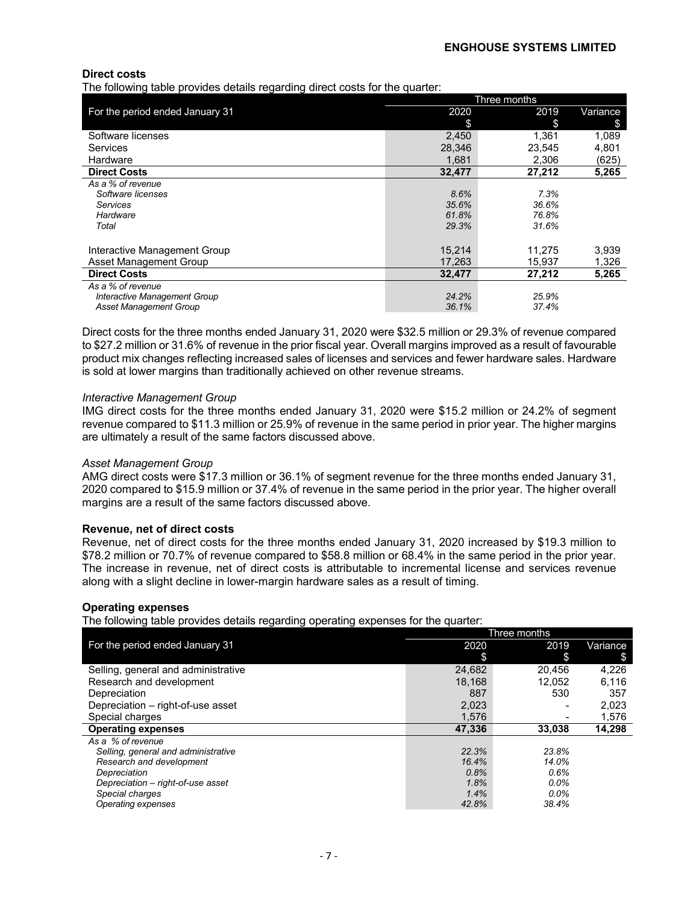**Direct costs**

The following table provides details regarding direct costs for the quarter:

| For the period ended January 31 | Three months | | |
|---|---|---|---|
| | 2020 | 2019 | Variance |
| | $ | $ | $ |
| Software licenses | 2,450 | 1,361 | 1,089 |
| Services | 28,346 | 23,545 | 4,801 |
| Hardware | 1,681 | 2,306 | (625) |
| **Direct Costs** | **32,477** | **27,212** | **5,265** |
| *As a % of revenue* | | | |
| *Software licenses* | *8.6%* | *7.3%* | |
| *Services* | *35.6%* | *36.6%* | |
| *Hardware* | *61.8%* | *76.8%* | |
| *Total* | *29.3%* | *31.6%* | |
| | | | |
| Interactive Management Group | 15,214 | 11,275 | 3,939 |
| Asset Management Group | 17,263 | 15,937 | 1,326 |
| **Direct Costs** | **32,477** | **27,212** | **5,265** |
| *As a % of revenue* | | | |
| *Interactive Management Group* | *24.2%* | *25.9%* | |
| *Asset Management Group* | *36.1%* | *37.4%* | |

Direct costs for the three months ended January 31, 2020 were $32.5 million or 29.3% of revenue compared to $27.2 million or 31.6% of revenue in the prior fiscal year. Overall margins improved as a result of favourable product mix changes reflecting increased sales of licenses and services and fewer hardware sales. Hardware is sold at lower margins than traditionally achieved on other revenue streams.

*Interactive Management Group*

IMG direct costs for the three months ended January 31, 2020 were $15.2 million or 24.2% of segment revenue compared to $11.3 million or 25.9% of revenue in the same period in prior year. The higher margins are ultimately a result of the same factors discussed above.

*Asset Management Group*

AMG direct costs were $17.3 million or 36.1% of segment revenue for the three months ended January 31, 2020 compared to $15.9 million or 37.4% of revenue in the same period in the prior year. The higher overall margins are a result of the same factors discussed above.

**Revenue, net of direct costs**

Revenue, net of direct costs for the three months ended January 31, 2020 increased by $19.3 million to $78.2 million or 70.7% of revenue compared to $58.8 million or 68.4% in the same period in the prior year. The increase in revenue, net of direct costs is attributable to incremental license and services revenue along with a slight decline in lower-margin hardware sales as a result of timing.

**Operating expenses**

The following table provides details regarding operating expenses for the quarter:

| For the period ended January 31 | Three months | | |
|---|---|---|---|
| | 2020 | 2019 | Variance |
| | $ | $ | $ |
| Selling, general and administrative | 24,682 | 20,456 | 4,226 |
| Research and development | 18,168 | 12,052 | 6,116 |
| Depreciation | 887 | 530 | 357 |
| Depreciation – right-of-use asset | 2,023 | - | 2,023 |
| Special charges | 1,576 | - | 1,576 |
| **Operating expenses** | **47,336** | **33,038** | **14,298** |
| *As a % of revenue* | | | |
| *Selling, general and administrative* | *22.3%* | *23.8%* | |
| *Research and development* | *16.4%* | *14.0%* | |
| *Depreciation* | *0.8%* | *0.6%* | |
| *Depreciation – right-of-use asset* | *1.8%* | *0.0%* | |
| *Special charges* | *1.4%* | *0.0%* | |
| *Operating expenses* | *42.8%* | *38.4%* | |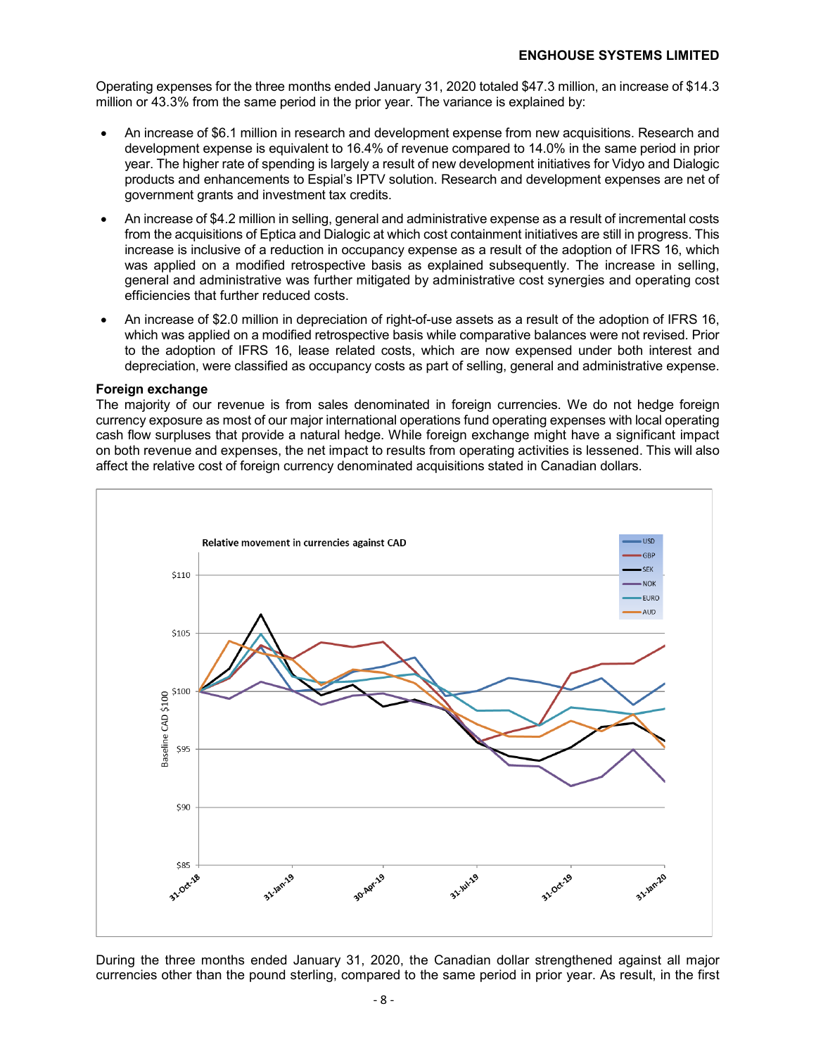Operating expenses for the three months ended January 31, 2020 totaled $47.3 million, an increase of $14.3 million or 43.3% from the same period in the prior year. The variance is explained by:

- An increase of $6.1 million in research and development expense from new acquisitions. Research and development expense is equivalent to 16.4% of revenue compared to 14.0% in the same period in prior year. The higher rate of spending is largely a result of new development initiatives for Vidyo and Dialogic products and enhancements to Espial's IPTV solution. Research and development expenses are net of government grants and investment tax credits.
- An increase of $4.2 million in selling, general and administrative expense as a result of incremental costs from the acquisitions of Eptica and Dialogic at which cost containment initiatives are still in progress. This increase is inclusive of a reduction in occupancy expense as a result of the adoption of IFRS 16, which was applied on a modified retrospective basis as explained subsequently. The increase in selling, general and administrative was further mitigated by administrative cost synergies and operating cost efficiencies that further reduced costs.
- An increase of $2.0 million in depreciation of right-of-use assets as a result of the adoption of IFRS 16, which was applied on a modified retrospective basis while comparative balances were not revised. Prior to the adoption of IFRS 16, lease related costs, which are now expensed under both interest and depreciation, were classified as occupancy costs as part of selling, general and administrative expense.

**Foreign exchange**

The majority of our revenue is from sales denominated in foreign currencies. We do not hedge foreign currency exposure as most of our major international operations fund operating expenses with local operating cash flow surpluses that provide a natural hedge. While foreign exchange might have a significant impact on both revenue and expenses, the net impact to results from operating activities is lessened. This will also affect the relative cost of foreign currency denominated acquisitions stated in Canadian dollars.

Relative movement in currencies against CAD

During the three months ended January 31, 2020, the Canadian dollar strengthened against all major currencies other than the pound sterling, compared to the same period in prior year. As result, in the first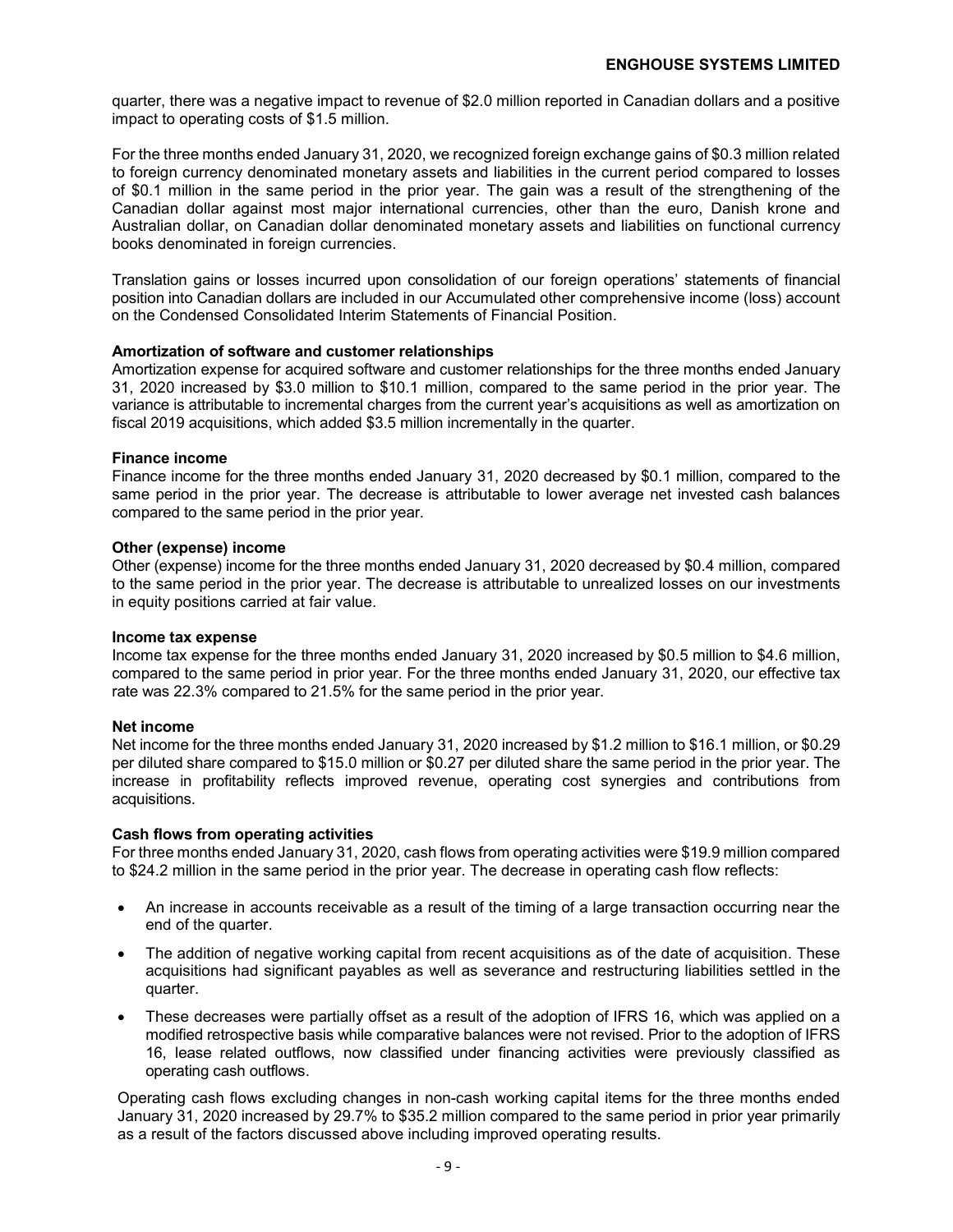quarter, there was a negative impact to revenue of $2.0 million reported in Canadian dollars and a positive impact to operating costs of $1.5 million.

For the three months ended January 31, 2020, we recognized foreign exchange gains of $0.3 million related to foreign currency denominated monetary assets and liabilities in the current period compared to losses of $0.1 million in the same period in the prior year. The gain was a result of the strengthening of the Canadian dollar against most major international currencies, other than the euro, Danish krone and Australian dollar, on Canadian dollar denominated monetary assets and liabilities on functional currency books denominated in foreign currencies.

Translation gains or losses incurred upon consolidation of our foreign operations' statements of financial position into Canadian dollars are included in our Accumulated other comprehensive income (loss) account on the Condensed Consolidated Interim Statements of Financial Position.

**Amortization of software and customer relationships**
Amortization expense for acquired software and customer relationships for the three months ended January 31, 2020 increased by $3.0 million to $10.1 million, compared to the same period in the prior year. The variance is attributable to incremental charges from the current year's acquisitions as well as amortization on fiscal 2019 acquisitions, which added $3.5 million incrementally in the quarter.

**Finance income**
Finance income for the three months ended January 31, 2020 decreased by $0.1 million, compared to the same period in the prior year. The decrease is attributable to lower average net invested cash balances compared to the same period in the prior year.

**Other (expense) income**
Other (expense) income for the three months ended January 31, 2020 decreased by $0.4 million, compared to the same period in the prior year. The decrease is attributable to unrealized losses on our investments in equity positions carried at fair value.

**Income tax expense**
Income tax expense for the three months ended January 31, 2020 increased by $0.5 million to $4.6 million, compared to the same period in prior year. For the three months ended January 31, 2020, our effective tax rate was 22.3% compared to 21.5% for the same period in the prior year.

**Net income**
Net income for the three months ended January 31, 2020 increased by $1.2 million to $16.1 million, or $0.29 per diluted share compared to $15.0 million or $0.27 per diluted share the same period in the prior year. The increase in profitability reflects improved revenue, operating cost synergies and contributions from acquisitions.

**Cash flows from operating activities**
For three months ended January 31, 2020, cash flows from operating activities were $19.9 million compared to $24.2 million in the same period in the prior year. The decrease in operating cash flow reflects:

- An increase in accounts receivable as a result of the timing of a large transaction occurring near the end of the quarter.
- The addition of negative working capital from recent acquisitions as of the date of acquisition. These acquisitions had significant payables as well as severance and restructuring liabilities settled in the quarter.
- These decreases were partially offset as a result of the adoption of IFRS 16, which was applied on a modified retrospective basis while comparative balances were not revised. Prior to the adoption of IFRS 16, lease related outflows, now classified under financing activities were previously classified as operating cash outflows.

Operating cash flows excluding changes in non-cash working capital items for the three months ended January 31, 2020 increased by 29.7% to $35.2 million compared to the same period in prior year primarily as a result of the factors discussed above including improved operating results.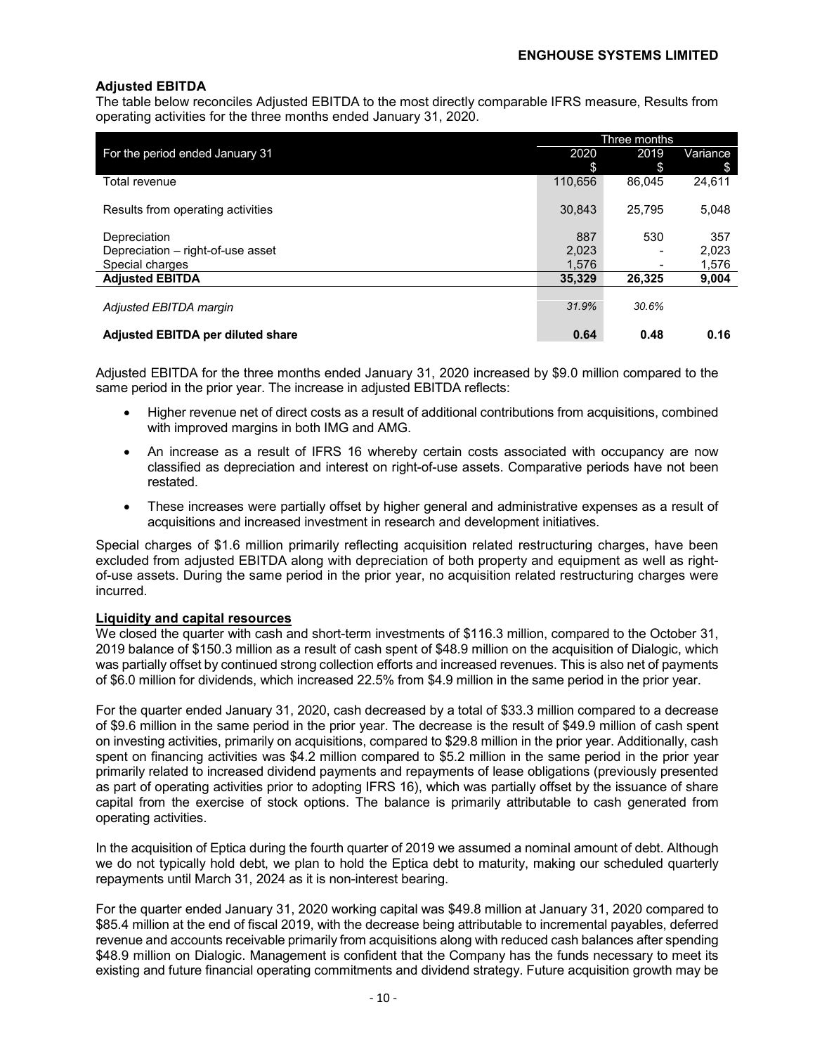### Adjusted EBITDA

The table below reconciles Adjusted EBITDA to the most directly comparable IFRS measure, Results from operating activities for the three months ended January 31, 2020.

| For the period ended January 31 | Three months | | |
|---|---|---|---|
| | 2020 $ | 2019 $ | Variance $ |
| Total revenue | 110,656 | 86,045 | 24,611 |
| Results from operating activities | 30,843 | 25,795 | 5,048 |
| Depreciation | 887 | 530 | 357 |
| Depreciation – right-of-use asset | 2,023 | - | 2,023 |
| Special charges | 1,576 | - | 1,576 |
| **Adjusted EBITDA** | **35,329** | **26,325** | **9,004** |
| *Adjusted EBITDA margin* | *31.9%* | *30.6%* | |
| **Adjusted EBITDA per diluted share** | **0.64** | **0.48** | **0.16** |

Adjusted EBITDA for the three months ended January 31, 2020 increased by $9.0 million compared to the same period in the prior year. The increase in adjusted EBITDA reflects:

- Higher revenue net of direct costs as a result of additional contributions from acquisitions, combined with improved margins in both IMG and AMG.
- An increase as a result of IFRS 16 whereby certain costs associated with occupancy are now classified as depreciation and interest on right-of-use assets. Comparative periods have not been restated.
- These increases were partially offset by higher general and administrative expenses as a result of acquisitions and increased investment in research and development initiatives.

Special charges of $1.6 million primarily reflecting acquisition related restructuring charges, have been excluded from adjusted EBITDA along with depreciation of both property and equipment as well as right-of-use assets. During the same period in the prior year, no acquisition related restructuring charges were incurred.

### Liquidity and capital resources

We closed the quarter with cash and short-term investments of $116.3 million, compared to the October 31, 2019 balance of $150.3 million as a result of cash spent of $48.9 million on the acquisition of Dialogic, which was partially offset by continued strong collection efforts and increased revenues. This is also net of payments of $6.0 million for dividends, which increased 22.5% from $4.9 million in the same period in the prior year.

For the quarter ended January 31, 2020, cash decreased by a total of $33.3 million compared to a decrease of $9.6 million in the same period in the prior year. The decrease is the result of $49.9 million of cash spent on investing activities, primarily on acquisitions, compared to $29.8 million in the prior year. Additionally, cash spent on financing activities was $4.2 million compared to $5.2 million in the same period in the prior year primarily related to increased dividend payments and repayments of lease obligations (previously presented as part of operating activities prior to adopting IFRS 16), which was partially offset by the issuance of share capital from the exercise of stock options. The balance is primarily attributable to cash generated from operating activities.

In the acquisition of Eptica during the fourth quarter of 2019 we assumed a nominal amount of debt. Although we do not typically hold debt, we plan to hold the Eptica debt to maturity, making our scheduled quarterly repayments until March 31, 2024 as it is non-interest bearing.

For the quarter ended January 31, 2020 working capital was $49.8 million at January 31, 2020 compared to $85.4 million at the end of fiscal 2019, with the decrease being attributable to incremental payables, deferred revenue and accounts receivable primarily from acquisitions along with reduced cash balances after spending $48.9 million on Dialogic. Management is confident that the Company has the funds necessary to meet its existing and future financial operating commitments and dividend strategy. Future acquisition growth may be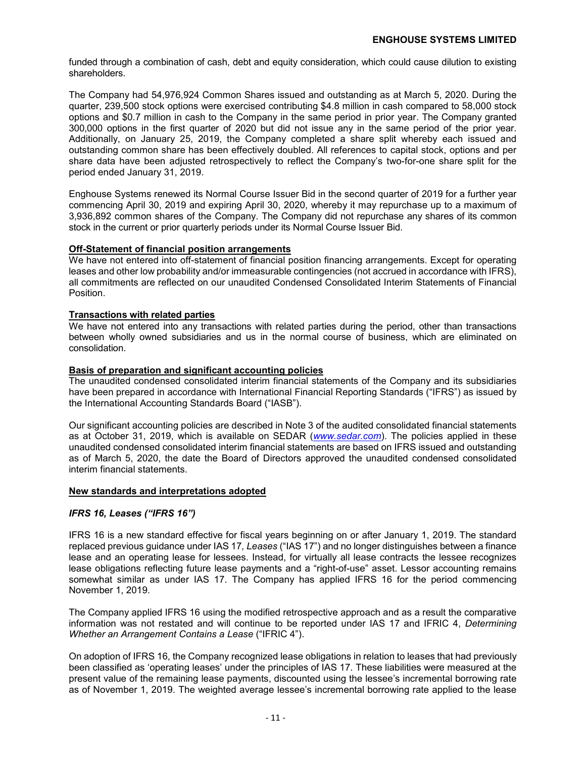funded through a combination of cash, debt and equity consideration, which could cause dilution to existing shareholders.

The Company had 54,976,924 Common Shares issued and outstanding as at March 5, 2020. During the quarter, 239,500 stock options were exercised contributing $4.8 million in cash compared to 58,000 stock options and $0.7 million in cash to the Company in the same period in prior year. The Company granted 300,000 options in the first quarter of 2020 but did not issue any in the same period of the prior year. Additionally, on January 25, 2019, the Company completed a share split whereby each issued and outstanding common share has been effectively doubled. All references to capital stock, options and per share data have been adjusted retrospectively to reflect the Company's two-for-one share split for the period ended January 31, 2019.

Enghouse Systems renewed its Normal Course Issuer Bid in the second quarter of 2019 for a further year commencing April 30, 2019 and expiring April 30, 2020, whereby it may repurchase up to a maximum of 3,936,892 common shares of the Company. The Company did not repurchase any shares of its common stock in the current or prior quarterly periods under its Normal Course Issuer Bid.

**Off-Statement of financial position arrangements**

We have not entered into off-statement of financial position financing arrangements. Except for operating leases and other low probability and/or immeasurable contingencies (not accrued in accordance with IFRS), all commitments are reflected on our unaudited Condensed Consolidated Interim Statements of Financial Position.

**Transactions with related parties**

We have not entered into any transactions with related parties during the period, other than transactions between wholly owned subsidiaries and us in the normal course of business, which are eliminated on consolidation.

**Basis of preparation and significant accounting policies**

The unaudited condensed consolidated interim financial statements of the Company and its subsidiaries have been prepared in accordance with International Financial Reporting Standards ("IFRS") as issued by the International Accounting Standards Board ("IASB").

Our significant accounting policies are described in Note 3 of the audited consolidated financial statements as at October 31, 2019, which is available on SEDAR (*www.sedar.com*). The policies applied in these unaudited condensed consolidated interim financial statements are based on IFRS issued and outstanding as of March 5, 2020, the date the Board of Directors approved the unaudited condensed consolidated interim financial statements.

**New standards and interpretations adopted**

***IFRS 16, Leases ("IFRS 16")***

IFRS 16 is a new standard effective for fiscal years beginning on or after January 1, 2019. The standard replaced previous guidance under IAS 17*, Leases* ("IAS 17") and no longer distinguishes between a finance lease and an operating lease for lessees. Instead, for virtually all lease contracts the lessee recognizes lease obligations reflecting future lease payments and a "right-of-use" asset. Lessor accounting remains somewhat similar as under IAS 17. The Company has applied IFRS 16 for the period commencing November 1, 2019.

The Company applied IFRS 16 using the modified retrospective approach and as a result the comparative information was not restated and will continue to be reported under IAS 17 and IFRIC 4, *Determining Whether an Arrangement Contains a Lease* ("IFRIC 4").

On adoption of IFRS 16, the Company recognized lease obligations in relation to leases that had previously been classified as 'operating leases' under the principles of IAS 17. These liabilities were measured at the present value of the remaining lease payments, discounted using the lessee's incremental borrowing rate as of November 1, 2019. The weighted average lessee's incremental borrowing rate applied to the lease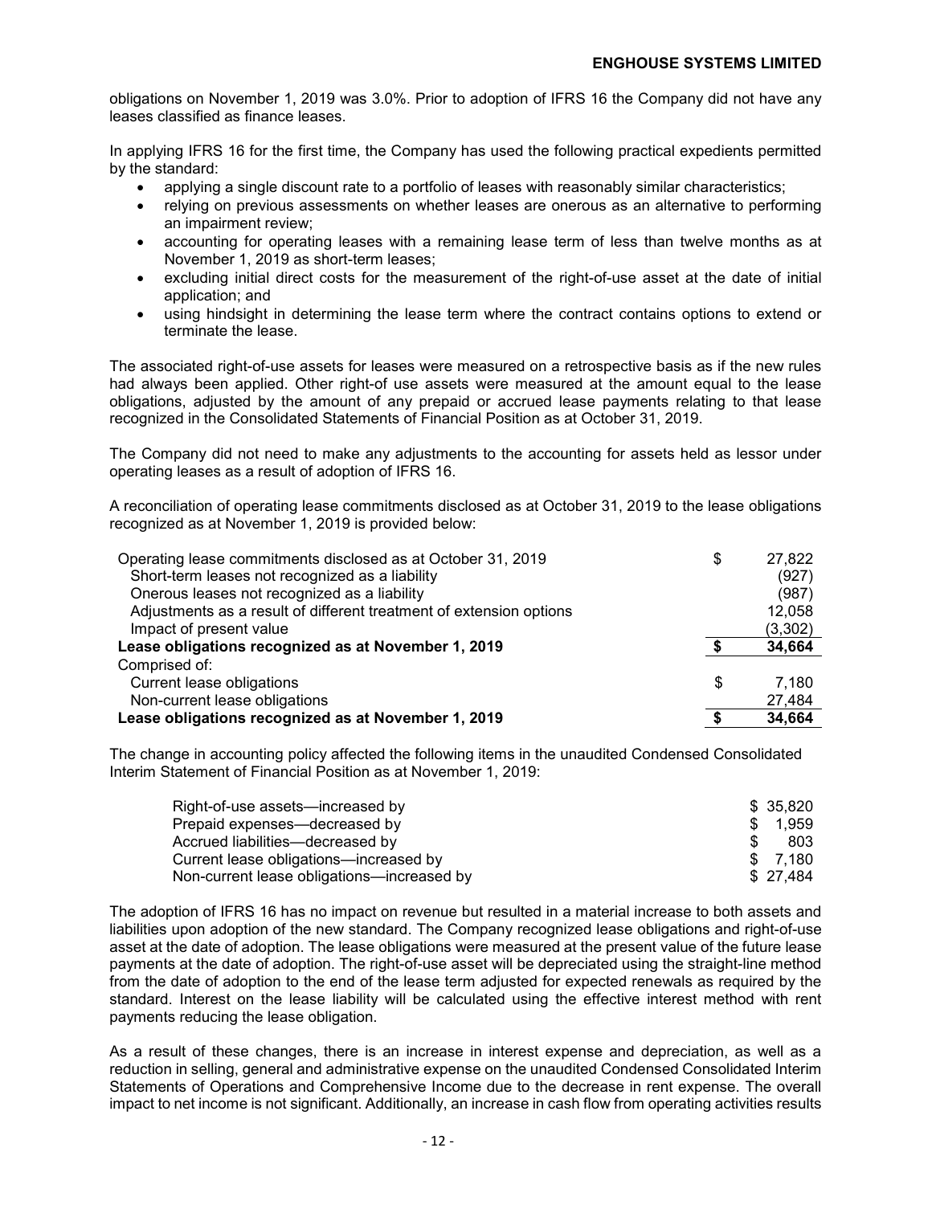obligations on November 1, 2019 was 3.0%. Prior to adoption of IFRS 16 the Company did not have any leases classified as finance leases.

In applying IFRS 16 for the first time, the Company has used the following practical expedients permitted by the standard:

- applying a single discount rate to a portfolio of leases with reasonably similar characteristics;
- relying on previous assessments on whether leases are onerous as an alternative to performing an impairment review;
- accounting for operating leases with a remaining lease term of less than twelve months as at November 1, 2019 as short-term leases;
- excluding initial direct costs for the measurement of the right-of-use asset at the date of initial application; and
- using hindsight in determining the lease term where the contract contains options to extend or terminate the lease.

The associated right-of-use assets for leases were measured on a retrospective basis as if the new rules had always been applied. Other right-of use assets were measured at the amount equal to the lease obligations, adjusted by the amount of any prepaid or accrued lease payments relating to that lease recognized in the Consolidated Statements of Financial Position as at October 31, 2019.

The Company did not need to make any adjustments to the accounting for assets held as lessor under operating leases as a result of adoption of IFRS 16.

A reconciliation of operating lease commitments disclosed as at October 31, 2019 to the lease obligations recognized as at November 1, 2019 is provided below:

| | | |
|---|---|---|
| Operating lease commitments disclosed as at October 31, 2019 | $ | 27,822 |
| Short-term leases not recognized as a liability | | (927) |
| Onerous leases not recognized as a liability | | (987) |
| Adjustments as a result of different treatment of extension options | | 12,058 |
| Impact of present value | | (3,302) |
| **Lease obligations recognized as at November 1, 2019** | **$** | **34,664** |
| Comprised of: | | |
| Current lease obligations | $ | 7,180 |
| Non-current lease obligations | | 27,484 |
| **Lease obligations recognized as at November 1, 2019** | **$** | **34,664** |

The change in accounting policy affected the following items in the unaudited Condensed Consolidated Interim Statement of Financial Position as at November 1, 2019:

| | |
|---|---|
| Right-of-use assets—increased by | $ 35,820 |
| Prepaid expenses—decreased by | $ 1,959 |
| Accrued liabilities—decreased by | $ 803 |
| Current lease obligations—increased by | $ 7,180 |
| Non-current lease obligations—increased by | $ 27,484 |

The adoption of IFRS 16 has no impact on revenue but resulted in a material increase to both assets and liabilities upon adoption of the new standard. The Company recognized lease obligations and right-of-use asset at the date of adoption. The lease obligations were measured at the present value of the future lease payments at the date of adoption. The right-of-use asset will be depreciated using the straight-line method from the date of adoption to the end of the lease term adjusted for expected renewals as required by the standard. Interest on the lease liability will be calculated using the effective interest method with rent payments reducing the lease obligation.

As a result of these changes, there is an increase in interest expense and depreciation, as well as a reduction in selling, general and administrative expense on the unaudited Condensed Consolidated Interim Statements of Operations and Comprehensive Income due to the decrease in rent expense. The overall impact to net income is not significant. Additionally, an increase in cash flow from operating activities results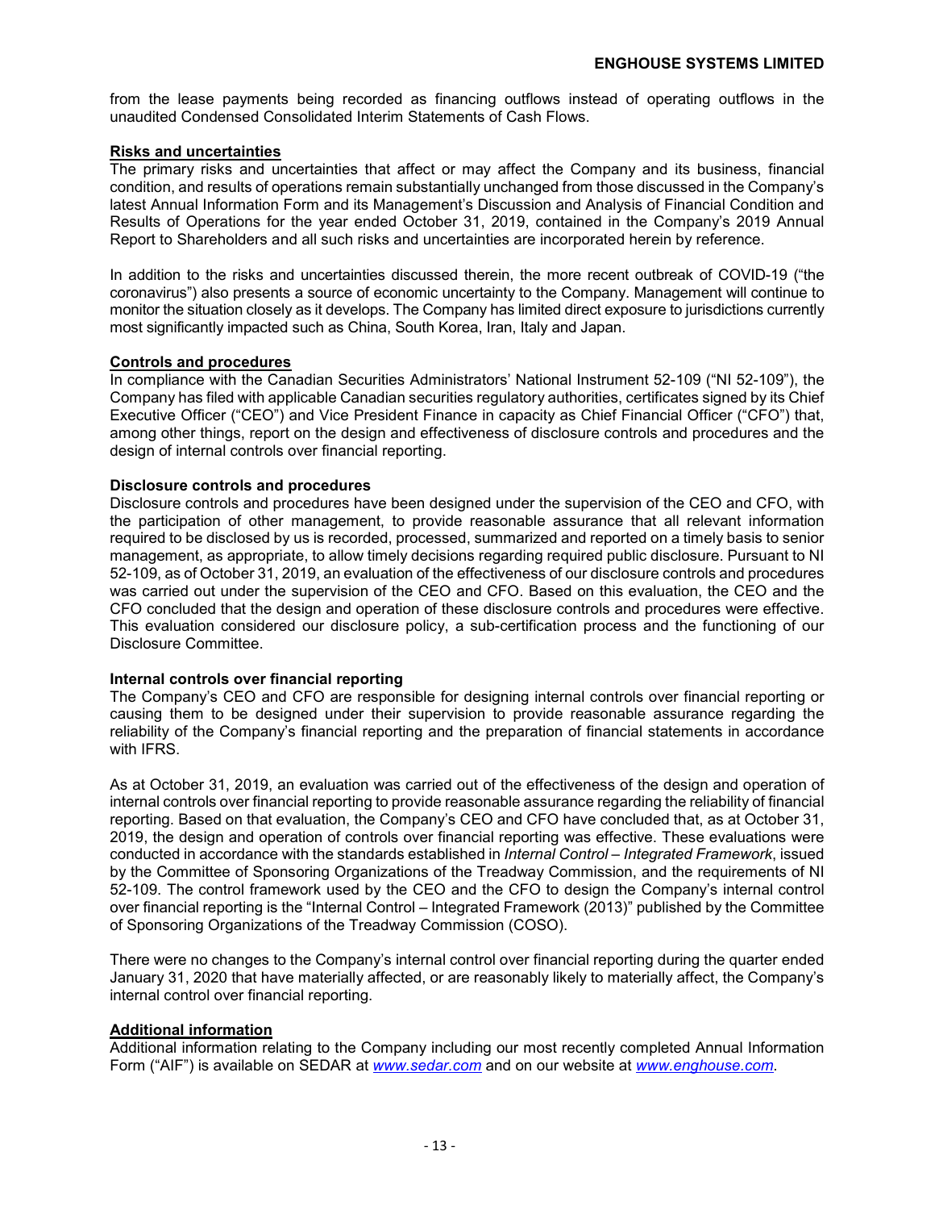from the lease payments being recorded as financing outflows instead of operating outflows in the unaudited Condensed Consolidated Interim Statements of Cash Flows.

## Risks and uncertainties

The primary risks and uncertainties that affect or may affect the Company and its business, financial condition, and results of operations remain substantially unchanged from those discussed in the Company's latest Annual Information Form and its Management's Discussion and Analysis of Financial Condition and Results of Operations for the year ended October 31, 2019, contained in the Company's 2019 Annual Report to Shareholders and all such risks and uncertainties are incorporated herein by reference.

In addition to the risks and uncertainties discussed therein, the more recent outbreak of COVID-19 ("the coronavirus") also presents a source of economic uncertainty to the Company. Management will continue to monitor the situation closely as it develops. The Company has limited direct exposure to jurisdictions currently most significantly impacted such as China, South Korea, Iran, Italy and Japan.

## Controls and procedures

In compliance with the Canadian Securities Administrators' National Instrument 52-109 ("NI 52-109"), the Company has filed with applicable Canadian securities regulatory authorities, certificates signed by its Chief Executive Officer ("CEO") and Vice President Finance in capacity as Chief Financial Officer ("CFO") that, among other things, report on the design and effectiveness of disclosure controls and procedures and the design of internal controls over financial reporting.

### Disclosure controls and procedures

Disclosure controls and procedures have been designed under the supervision of the CEO and CFO, with the participation of other management, to provide reasonable assurance that all relevant information required to be disclosed by us is recorded, processed, summarized and reported on a timely basis to senior management, as appropriate, to allow timely decisions regarding required public disclosure. Pursuant to NI 52-109, as of October 31, 2019, an evaluation of the effectiveness of our disclosure controls and procedures was carried out under the supervision of the CEO and CFO. Based on this evaluation, the CEO and the CFO concluded that the design and operation of these disclosure controls and procedures were effective. This evaluation considered our disclosure policy, a sub-certification process and the functioning of our Disclosure Committee.

### Internal controls over financial reporting

The Company's CEO and CFO are responsible for designing internal controls over financial reporting or causing them to be designed under their supervision to provide reasonable assurance regarding the reliability of the Company's financial reporting and the preparation of financial statements in accordance with IFRS.

As at October 31, 2019, an evaluation was carried out of the effectiveness of the design and operation of internal controls over financial reporting to provide reasonable assurance regarding the reliability of financial reporting. Based on that evaluation, the Company's CEO and CFO have concluded that, as at October 31, 2019, the design and operation of controls over financial reporting was effective. These evaluations were conducted in accordance with the standards established in *Internal Control – Integrated Framework*, issued by the Committee of Sponsoring Organizations of the Treadway Commission, and the requirements of NI 52-109. The control framework used by the CEO and the CFO to design the Company's internal control over financial reporting is the "Internal Control – Integrated Framework (2013)" published by the Committee of Sponsoring Organizations of the Treadway Commission (COSO).

There were no changes to the Company's internal control over financial reporting during the quarter ended January 31, 2020 that have materially affected, or are reasonably likely to materially affect, the Company's internal control over financial reporting.

## Additional information

Additional information relating to the Company including our most recently completed Annual Information Form ("AIF") is available on SEDAR at *www.sedar.com* and on our website at *www.enghouse.com*.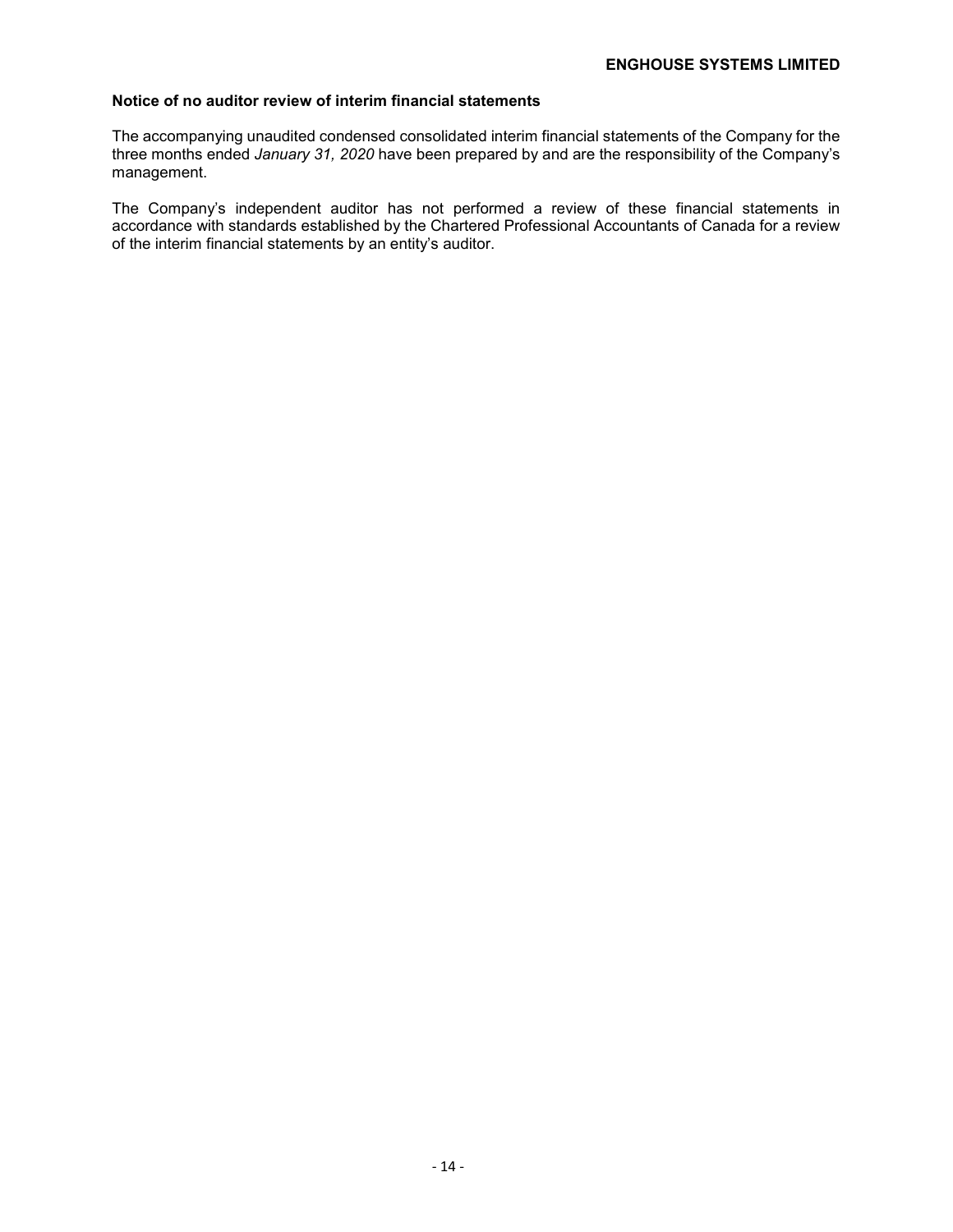**Notice of no auditor review of interim financial statements**

The accompanying unaudited condensed consolidated interim financial statements of the Company for the three months ended *January 31, 2020* have been prepared by and are the responsibility of the Company's management.

The Company's independent auditor has not performed a review of these financial statements in accordance with standards established by the Chartered Professional Accountants of Canada for a review of the interim financial statements by an entity's auditor.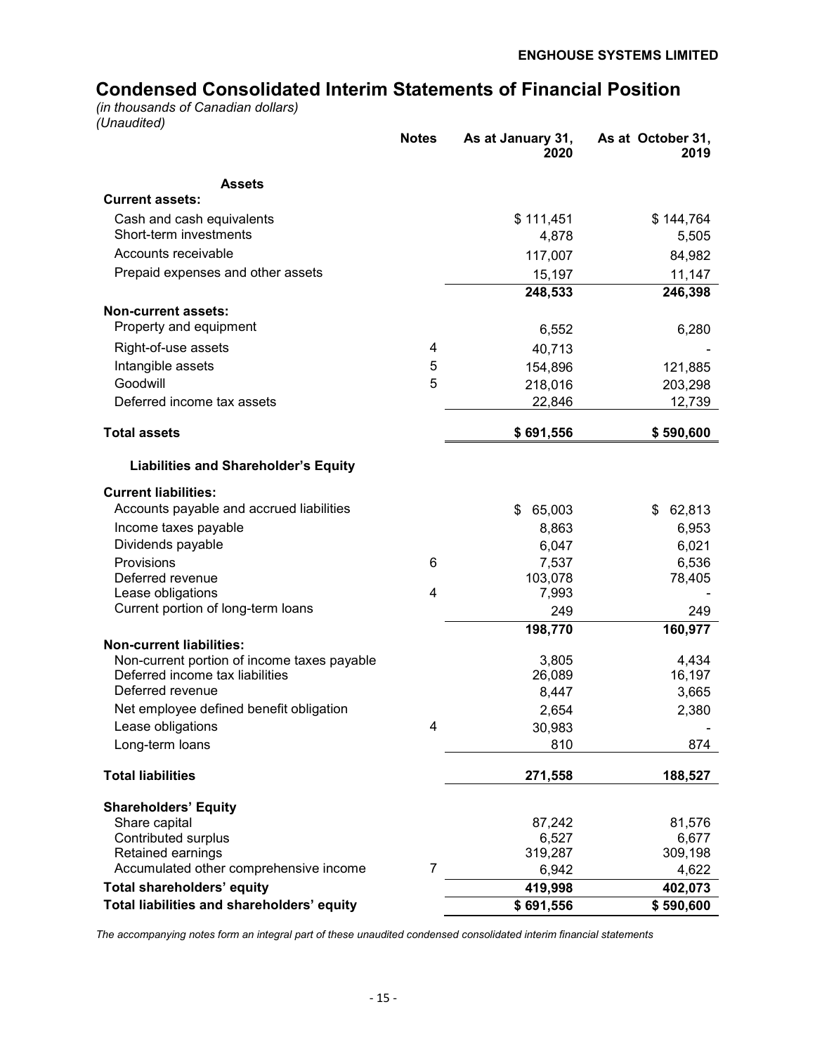ENGHOUSE SYSTEMS LIMITED

# Condensed Consolidated Interim Statements of Financial Position

*(in thousands of Canadian dollars)*
*(Unaudited)*

| | Notes | As at January 31, 2020 | As at October 31, 2019 |
|---|---|---|---|
| **Assets** | | | |
| **Current assets:** | | | |
| Cash and cash equivalents | | $ 111,451 | $ 144,764 |
| Short-term investments | | 4,878 | 5,505 |
| Accounts receivable | | 117,007 | 84,982 |
| Prepaid expenses and other assets | | 15,197 | 11,147 |
| | | **248,533** | **246,398** |
| **Non-current assets:** | | | |
| Property and equipment | | 6,552 | 6,280 |
| Right-of-use assets | 4 | 40,713 | - |
| Intangible assets | 5 | 154,896 | 121,885 |
| Goodwill | 5 | 218,016 | 203,298 |
| Deferred income tax assets | | 22,846 | 12,739 |
| **Total assets** | | **$ 691,556** | **$ 590,600** |
| **Liabilities and Shareholder's Equity** | | | |
| **Current liabilities:** | | | |
| Accounts payable and accrued liabilities | | $ 65,003 | $ 62,813 |
| Income taxes payable | | 8,863 | 6,953 |
| Dividends payable | | 6,047 | 6,021 |
| Provisions | 6 | 7,537 | 6,536 |
| Deferred revenue | | 103,078 | 78,405 |
| Lease obligations | 4 | 7,993 | - |
| Current portion of long-term loans | | 249 | 249 |
| | | **198,770** | **160,977** |
| **Non-current liabilities:** | | | |
| Non-current portion of income taxes payable | | 3,805 | 4,434 |
| Deferred income tax liabilities | | 26,089 | 16,197 |
| Deferred revenue | | 8,447 | 3,665 |
| Net employee defined benefit obligation | | 2,654 | 2,380 |
| Lease obligations | 4 | 30,983 | - |
| Long-term loans | | 810 | 874 |
| **Total liabilities** | | **271,558** | **188,527** |
| **Shareholders' Equity** | | | |
| Share capital | | 87,242 | 81,576 |
| Contributed surplus | | 6,527 | 6,677 |
| Retained earnings | | 319,287 | 309,198 |
| Accumulated other comprehensive income | 7 | 6,942 | 4,622 |
| **Total shareholders' equity** | | **419,998** | **402,073** |
| **Total liabilities and shareholders' equity** | | **$ 691,556** | **$ 590,600** |

*The accompanying notes form an integral part of these unaudited condensed consolidated interim financial statements*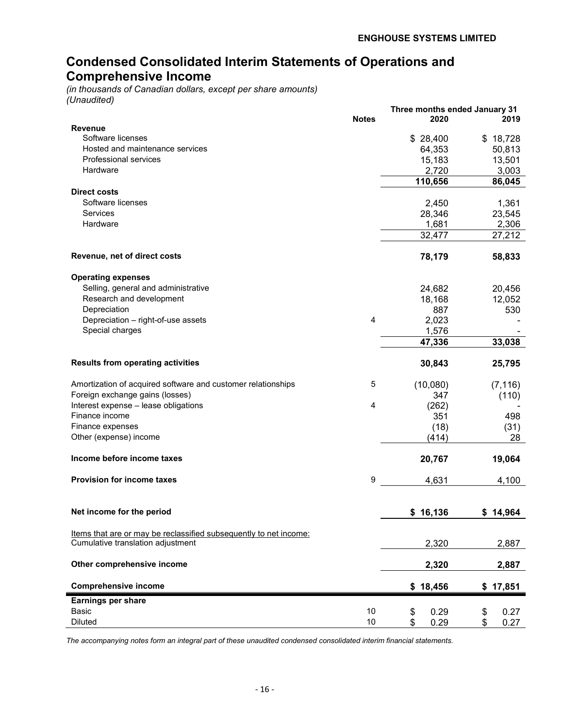**ENGHOUSE SYSTEMS LIMITED**

# Condensed Consolidated Interim Statements of Operations and Comprehensive Income

*(in thousands of Canadian dollars, except per share amounts)*
*(Unaudited)*

| | Notes | Three months ended January 31 2020 | 2019 |
|---|---|---|---|
| **Revenue** | | | |
| Software licenses | | $ 28,400 | $ 18,728 |
| Hosted and maintenance services | | 64,353 | 50,813 |
| Professional services | | 15,183 | 13,501 |
| Hardware | | 2,720 | 3,003 |
| | | **110,656** | **86,045** |
| **Direct costs** | | | |
| Software licenses | | 2,450 | 1,361 |
| Services | | 28,346 | 23,545 |
| Hardware | | 1,681 | 2,306 |
| | | 32,477 | 27,212 |
| **Revenue, net of direct costs** | | **78,179** | **58,833** |
| **Operating expenses** | | | |
| Selling, general and administrative | | 24,682 | 20,456 |
| Research and development | | 18,168 | 12,052 |
| Depreciation | | 887 | 530 |
| Depreciation – right-of-use assets | 4 | 2,023 | - |
| Special charges | | 1,576 | - |
| | | **47,336** | **33,038** |
| **Results from operating activities** | | **30,843** | **25,795** |
| Amortization of acquired software and customer relationships | 5 | (10,080) | (7,116) |
| Foreign exchange gains (losses) | | 347 | (110) |
| Interest expense – lease obligations | 4 | (262) | - |
| Finance income | | 351 | 498 |
| Finance expenses | | (18) | (31) |
| Other (expense) income | | (414) | 28 |
| **Income before income taxes** | | **20,767** | **19,064** |
| **Provision for income taxes** | 9 | 4,631 | 4,100 |
| **Net income for the period** | | **$ 16,136** | **$ 14,964** |
| Items that are or may be reclassified subsequently to net income: | | | |
| Cumulative translation adjustment | | 2,320 | 2,887 |
| **Other comprehensive income** | | **2,320** | **2,887** |
| **Comprehensive income** | | **$ 18,456** | **$ 17,851** |
| **Earnings per share** | | | |
| Basic | 10 | $ 0.29 | $ 0.27 |
| Diluted | 10 | $ 0.29 | $ 0.27 |

*The accompanying notes form an integral part of these unaudited condensed consolidated interim financial statements.*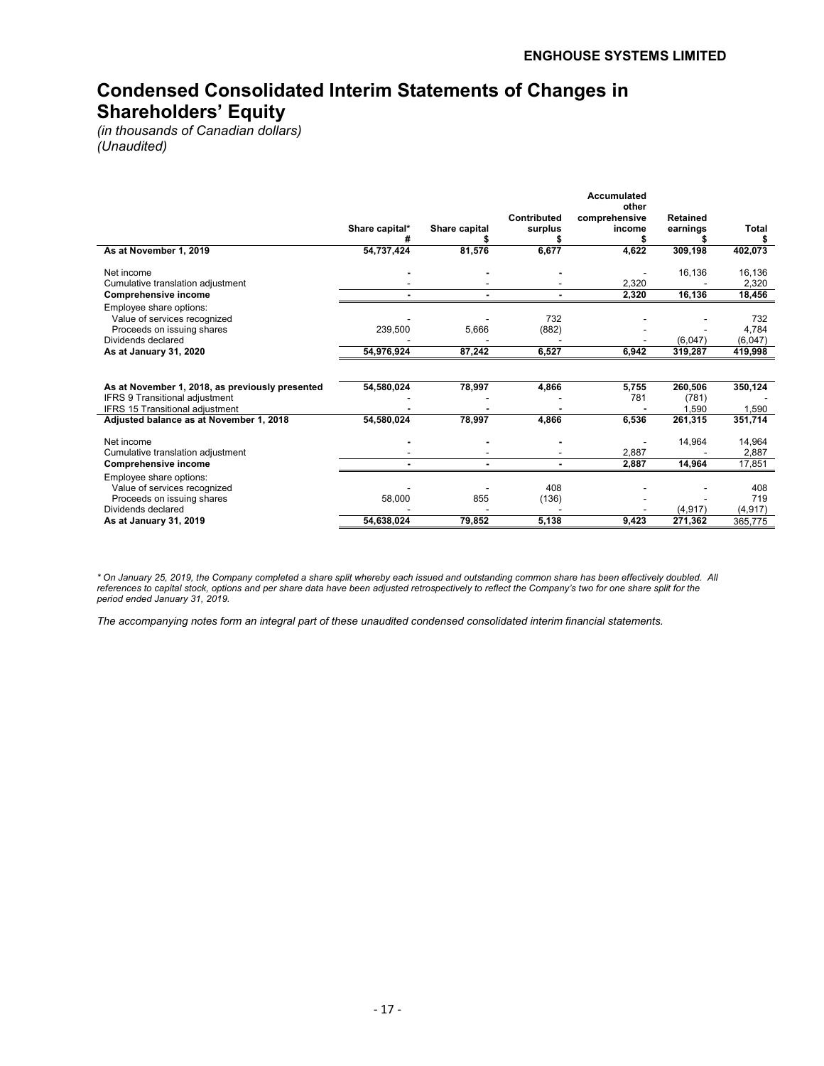# Condensed Consolidated Interim Statements of Changes in Shareholders' Equity

*(in thousands of Canadian dollars)*
*(Unaudited)*

| | Share capital* # | Share capital $ | Contributed surplus $ | Accumulated other comprehensive income $ | Retained earnings $ | Total $ |
|---|---|---|---|---|---|---|
| **As at November 1, 2019** | **54,737,424** | **81,576** | **6,677** | **4,622** | **309,198** | **402,073** |
| Net income | - | - | - | - | 16,136 | 16,136 |
| Cumulative translation adjustment | - | - | - | 2,320 | - | 2,320 |
| **Comprehensive income** | **-** | **-** | **-** | **2,320** | **16,136** | **18,456** |
| Employee share options: | | | | | | |
| Value of services recognized | - | - | 732 | - | - | 732 |
| Proceeds on issuing shares | 239,500 | 5,666 | (882) | - | - | 4,784 |
| Dividends declared | - | - | - | - | (6,047) | (6,047) |
| **As at January 31, 2020** | **54,976,924** | **87,242** | **6,527** | **6,942** | **319,287** | **419,998** |
| | | | | | | |
| **As at November 1, 2018, as previously presented** | **54,580,024** | **78,997** | **4,866** | **5,755** | **260,506** | **350,124** |
| IFRS 9 Transitional adjustment | - | - | - | 781 | (781) | - |
| IFRS 15 Transitional adjustment | - | - | - | - | 1,590 | 1,590 |
| **Adjusted balance as at November 1, 2018** | **54,580,024** | **78,997** | **4,866** | **6,536** | **261,315** | **351,714** |
| Net income | - | - | - | - | 14,964 | 14,964 |
| Cumulative translation adjustment | - | - | - | 2,887 | - | 2,887 |
| **Comprehensive income** | **-** | **-** | **-** | **2,887** | **14,964** | 17,851 |
| Employee share options: | | | | | | |
| Value of services recognized | - | - | 408 | - | - | 408 |
| Proceeds on issuing shares | 58,000 | 855 | (136) | - | - | 719 |
| Dividends declared | - | - | - | - | (4,917) | (4,917) |
| **As at January 31, 2019** | **54,638,024** | **79,852** | **5,138** | **9,423** | **271,362** | 365,775 |

*\* On January 25, 2019, the Company completed a share split whereby each issued and outstanding common share has been effectively doubled. All references to capital stock, options and per share data have been adjusted retrospectively to reflect the Company's two for one share split for the period ended January 31, 2019.*

*The accompanying notes form an integral part of these unaudited condensed consolidated interim financial statements.*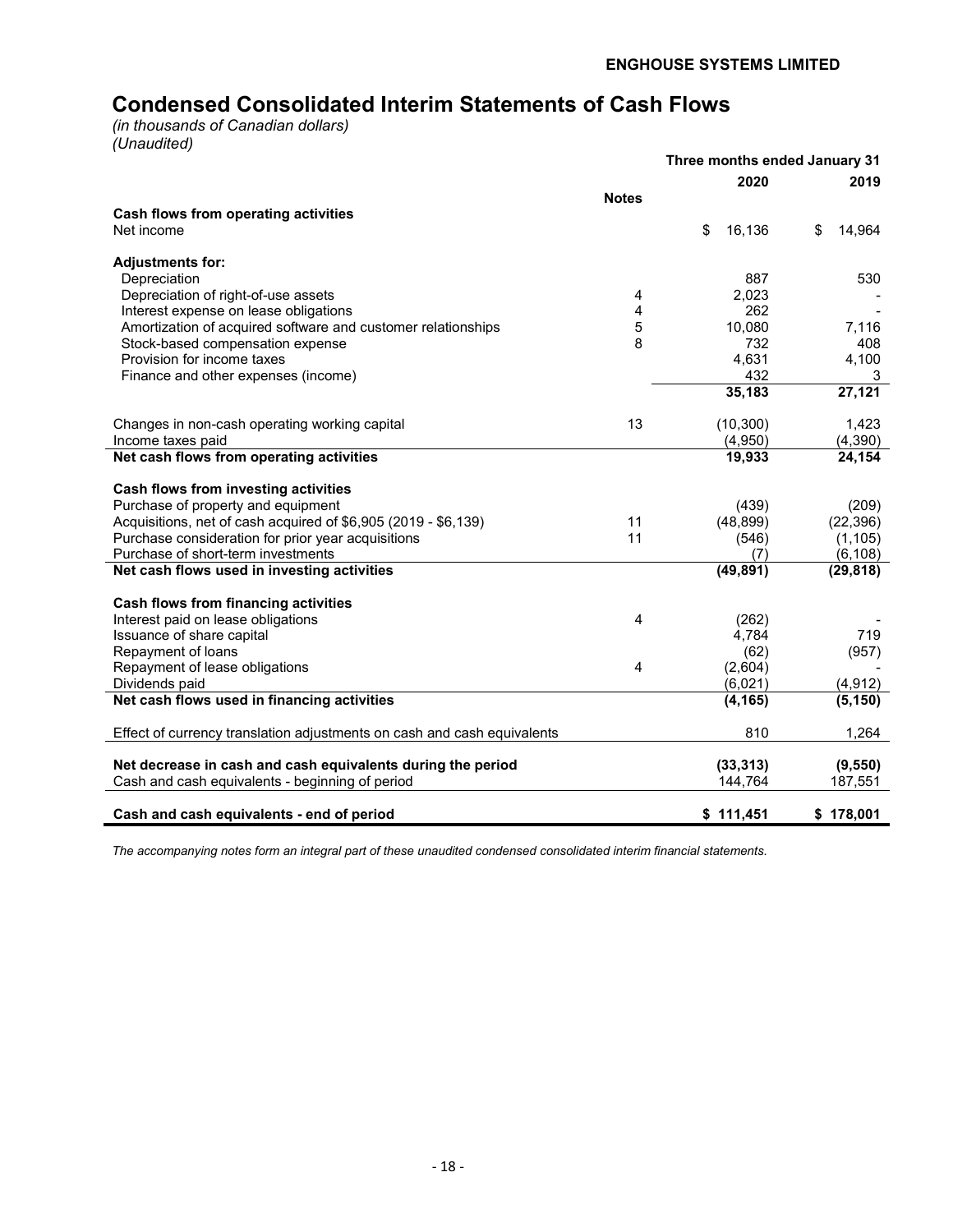ENGHOUSE SYSTEMS LIMITED

# Condensed Consolidated Interim Statements of Cash Flows

*(in thousands of Canadian dollars)*
*(Unaudited)*

| | Notes | Three months ended January 31 2020 | 2019 |
|---|---|---|---|
| **Cash flows from operating activities** | | | |
| Net income | | $ 16,136 | $ 14,964 |
| **Adjustments for:** | | | |
| Depreciation | | 887 | 530 |
| Depreciation of right-of-use assets | 4 | 2,023 | - |
| Interest expense on lease obligations | 4 | 262 | - |
| Amortization of acquired software and customer relationships | 5 | 10,080 | 7,116 |
| Stock-based compensation expense | 8 | 732 | 408 |
| Provision for income taxes | | 4,631 | 4,100 |
| Finance and other expenses (income) | | 432 | 3 |
| | | **35,183** | **27,121** |
| Changes in non-cash operating working capital | 13 | (10,300) | 1,423 |
| Income taxes paid | | (4,950) | (4,390) |
| **Net cash flows from operating activities** | | **19,933** | **24,154** |
| **Cash flows from investing activities** | | | |
| Purchase of property and equipment | | (439) | (209) |
| Acquisitions, net of cash acquired of $6,905 (2019 - $6,139) | 11 | (48,899) | (22,396) |
| Purchase consideration for prior year acquisitions | 11 | (546) | (1,105) |
| Purchase of short-term investments | | (7) | (6,108) |
| **Net cash flows used in investing activities** | | **(49,891)** | **(29,818)** |
| **Cash flows from financing activities** | | | |
| Interest paid on lease obligations | 4 | (262) | - |
| Issuance of share capital | | 4,784 | 719 |
| Repayment of loans | | (62) | (957) |
| Repayment of lease obligations | 4 | (2,604) | - |
| Dividends paid | | (6,021) | (4,912) |
| **Net cash flows used in financing activities** | | **(4,165)** | **(5,150)** |
| Effect of currency translation adjustments on cash and cash equivalents | | 810 | 1,264 |
| **Net decrease in cash and cash equivalents during the period** | | **(33,313)** | **(9,550)** |
| Cash and cash equivalents - beginning of period | | 144,764 | 187,551 |
| **Cash and cash equivalents - end of period** | | **$ 111,451** | **$ 178,001** |

*The accompanying notes form an integral part of these unaudited condensed consolidated interim financial statements.*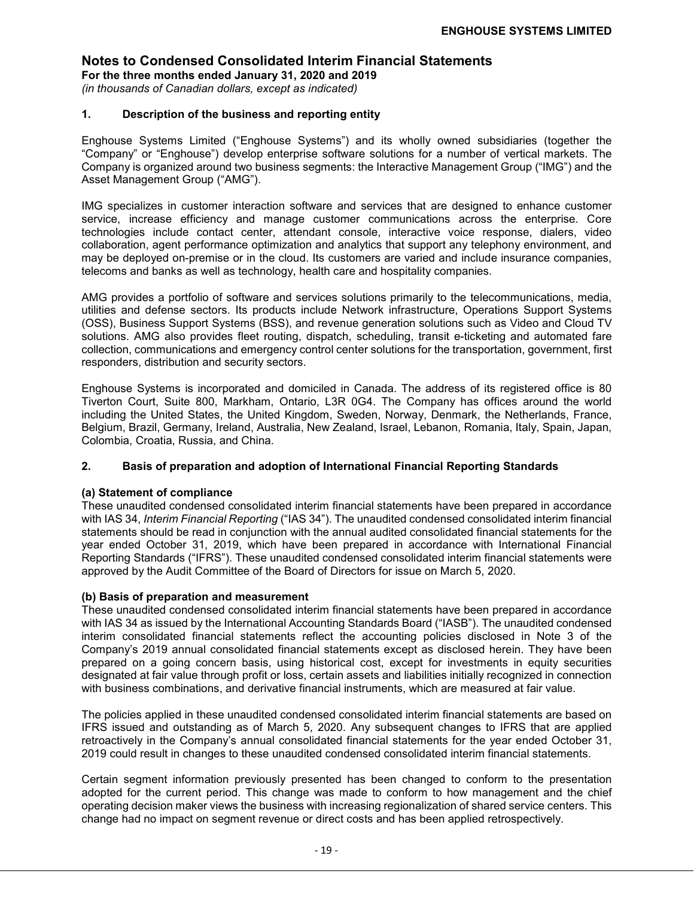# Notes to Condensed Consolidated Interim Financial Statements

**For the three months ended January 31, 2020 and 2019**

*(in thousands of Canadian dollars, except as indicated)*

## 1. Description of the business and reporting entity

Enghouse Systems Limited ("Enghouse Systems") and its wholly owned subsidiaries (together the "Company" or "Enghouse") develop enterprise software solutions for a number of vertical markets. The Company is organized around two business segments: the Interactive Management Group ("IMG") and the Asset Management Group ("AMG").

IMG specializes in customer interaction software and services that are designed to enhance customer service, increase efficiency and manage customer communications across the enterprise. Core technologies include contact center, attendant console, interactive voice response, dialers, video collaboration, agent performance optimization and analytics that support any telephony environment, and may be deployed on-premise or in the cloud. Its customers are varied and include insurance companies, telecoms and banks as well as technology, health care and hospitality companies.

AMG provides a portfolio of software and services solutions primarily to the telecommunications, media, utilities and defense sectors. Its products include Network infrastructure, Operations Support Systems (OSS), Business Support Systems (BSS), and revenue generation solutions such as Video and Cloud TV solutions. AMG also provides fleet routing, dispatch, scheduling, transit e-ticketing and automated fare collection, communications and emergency control center solutions for the transportation, government, first responders, distribution and security sectors.

Enghouse Systems is incorporated and domiciled in Canada. The address of its registered office is 80 Tiverton Court, Suite 800, Markham, Ontario, L3R 0G4. The Company has offices around the world including the United States, the United Kingdom, Sweden, Norway, Denmark, the Netherlands, France, Belgium, Brazil, Germany, Ireland, Australia, New Zealand, Israel, Lebanon, Romania, Italy, Spain, Japan, Colombia, Croatia, Russia, and China.

## 2. Basis of preparation and adoption of International Financial Reporting Standards

### (a) Statement of compliance

These unaudited condensed consolidated interim financial statements have been prepared in accordance with IAS 34, *Interim Financial Reporting* ("IAS 34"). The unaudited condensed consolidated interim financial statements should be read in conjunction with the annual audited consolidated financial statements for the year ended October 31, 2019, which have been prepared in accordance with International Financial Reporting Standards ("IFRS"). These unaudited condensed consolidated interim financial statements were approved by the Audit Committee of the Board of Directors for issue on March 5, 2020.

### (b) Basis of preparation and measurement

These unaudited condensed consolidated interim financial statements have been prepared in accordance with IAS 34 as issued by the International Accounting Standards Board ("IASB"). The unaudited condensed interim consolidated financial statements reflect the accounting policies disclosed in Note 3 of the Company's 2019 annual consolidated financial statements except as disclosed herein. They have been prepared on a going concern basis, using historical cost, except for investments in equity securities designated at fair value through profit or loss, certain assets and liabilities initially recognized in connection with business combinations, and derivative financial instruments, which are measured at fair value.

The policies applied in these unaudited condensed consolidated interim financial statements are based on IFRS issued and outstanding as of March 5, 2020. Any subsequent changes to IFRS that are applied retroactively in the Company's annual consolidated financial statements for the year ended October 31, 2019 could result in changes to these unaudited condensed consolidated interim financial statements.

Certain segment information previously presented has been changed to conform to the presentation adopted for the current period. This change was made to conform to how management and the chief operating decision maker views the business with increasing regionalization of shared service centers. This change had no impact on segment revenue or direct costs and has been applied retrospectively.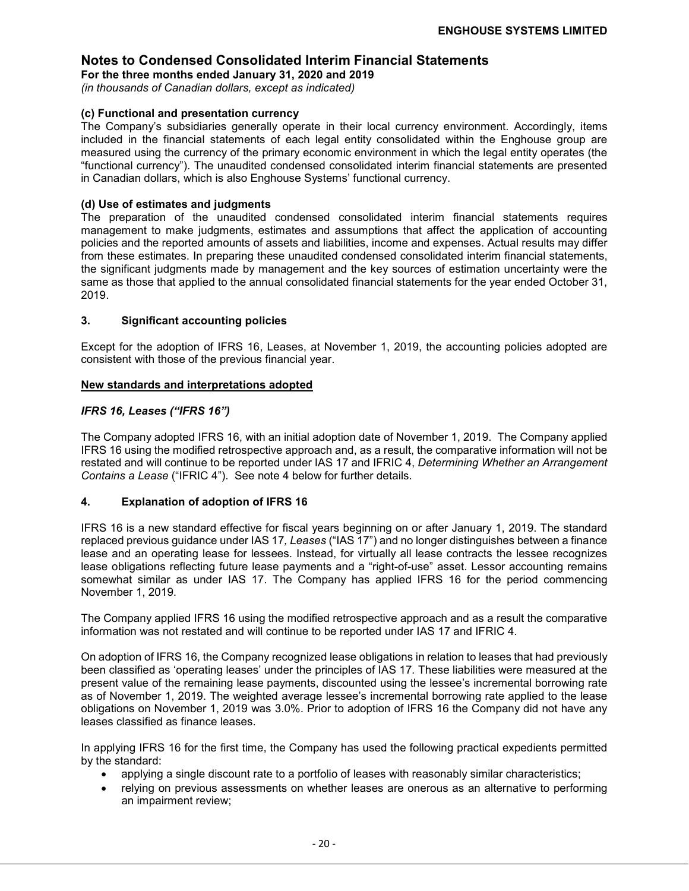# Notes to Condensed Consolidated Interim Financial Statements

**For the three months ended January 31, 2020 and 2019**

*(in thousands of Canadian dollars, except as indicated)*

**(c) Functional and presentation currency**

The Company's subsidiaries generally operate in their local currency environment. Accordingly, items included in the financial statements of each legal entity consolidated within the Enghouse group are measured using the currency of the primary economic environment in which the legal entity operates (the "functional currency"). The unaudited condensed consolidated interim financial statements are presented in Canadian dollars, which is also Enghouse Systems' functional currency.

**(d) Use of estimates and judgments**

The preparation of the unaudited condensed consolidated interim financial statements requires management to make judgments, estimates and assumptions that affect the application of accounting policies and the reported amounts of assets and liabilities, income and expenses. Actual results may differ from these estimates. In preparing these unaudited condensed consolidated interim financial statements, the significant judgments made by management and the key sources of estimation uncertainty were the same as those that applied to the annual consolidated financial statements for the year ended October 31, 2019.

## 3. Significant accounting policies

Except for the adoption of IFRS 16, Leases, at November 1, 2019, the accounting policies adopted are consistent with those of the previous financial year.

**New standards and interpretations adopted**

***IFRS 16, Leases ("IFRS 16")***

The Company adopted IFRS 16, with an initial adoption date of November 1, 2019. The Company applied IFRS 16 using the modified retrospective approach and, as a result, the comparative information will not be restated and will continue to be reported under IAS 17 and IFRIC 4, *Determining Whether an Arrangement Contains a Lease* ("IFRIC 4"). See note 4 below for further details.

## 4. Explanation of adoption of IFRS 16

IFRS 16 is a new standard effective for fiscal years beginning on or after January 1, 2019. The standard replaced previous guidance under IAS 17*, Leases* ("IAS 17") and no longer distinguishes between a finance lease and an operating lease for lessees. Instead, for virtually all lease contracts the lessee recognizes lease obligations reflecting future lease payments and a "right-of-use" asset. Lessor accounting remains somewhat similar as under IAS 17. The Company has applied IFRS 16 for the period commencing November 1, 2019.

The Company applied IFRS 16 using the modified retrospective approach and as a result the comparative information was not restated and will continue to be reported under IAS 17 and IFRIC 4.

On adoption of IFRS 16, the Company recognized lease obligations in relation to leases that had previously been classified as 'operating leases' under the principles of IAS 17. These liabilities were measured at the present value of the remaining lease payments, discounted using the lessee's incremental borrowing rate as of November 1, 2019. The weighted average lessee's incremental borrowing rate applied to the lease obligations on November 1, 2019 was 3.0%. Prior to adoption of IFRS 16 the Company did not have any leases classified as finance leases.

In applying IFRS 16 for the first time, the Company has used the following practical expedients permitted by the standard:

- applying a single discount rate to a portfolio of leases with reasonably similar characteristics;
- relying on previous assessments on whether leases are onerous as an alternative to performing an impairment review;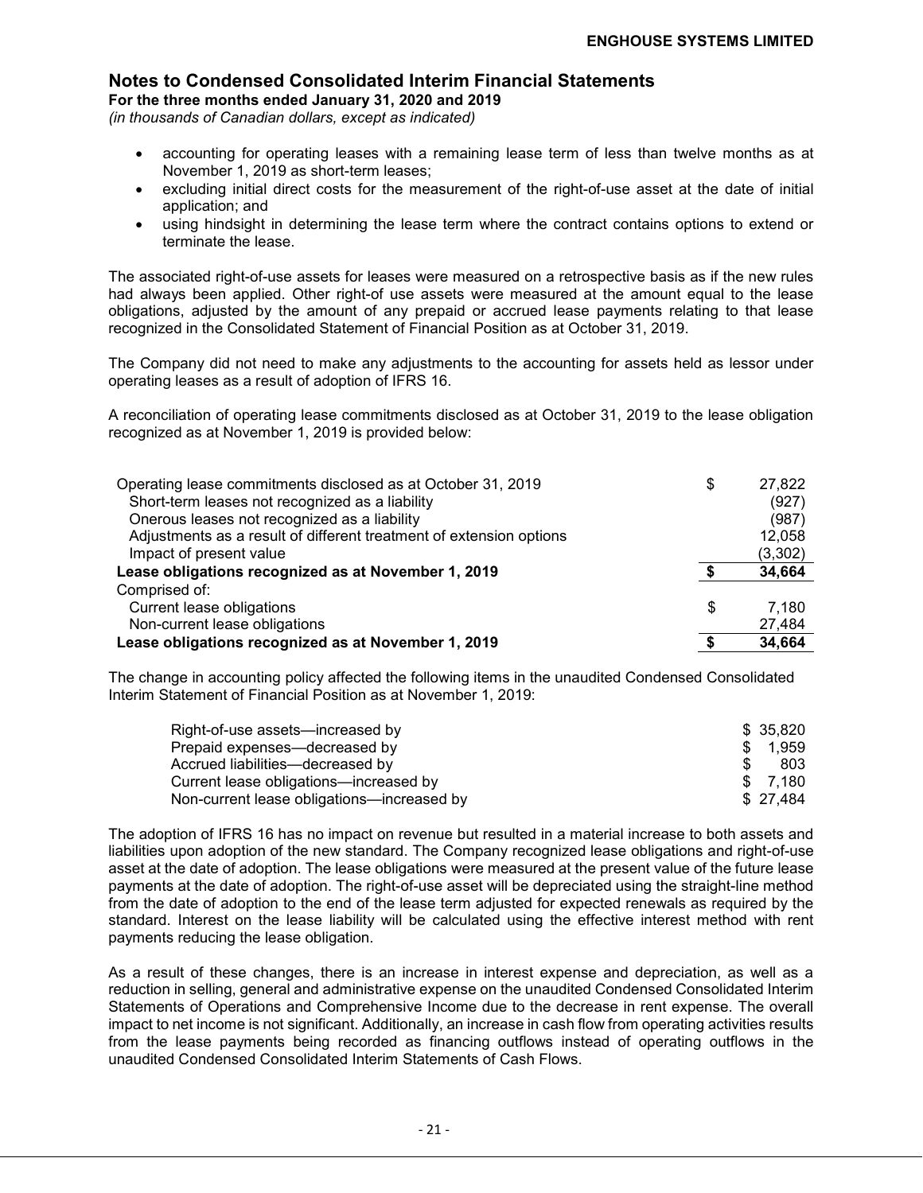## Notes to Condensed Consolidated Interim Financial Statements

**For the three months ended January 31, 2020 and 2019**

*(in thousands of Canadian dollars, except as indicated)*

- accounting for operating leases with a remaining lease term of less than twelve months as at November 1, 2019 as short-term leases;
- excluding initial direct costs for the measurement of the right-of-use asset at the date of initial application; and
- using hindsight in determining the lease term where the contract contains options to extend or terminate the lease.

The associated right-of-use assets for leases were measured on a retrospective basis as if the new rules had always been applied. Other right-of use assets were measured at the amount equal to the lease obligations, adjusted by the amount of any prepaid or accrued lease payments relating to that lease recognized in the Consolidated Statement of Financial Position as at October 31, 2019.

The Company did not need to make any adjustments to the accounting for assets held as lessor under operating leases as a result of adoption of IFRS 16.

A reconciliation of operating lease commitments disclosed as at October 31, 2019 to the lease obligation recognized as at November 1, 2019 is provided below:

| | |
|---|---|
| Operating lease commitments disclosed as at October 31, 2019 | $ 27,822 |
| Short-term leases not recognized as a liability | (927) |
| Onerous leases not recognized as a liability | (987) |
| Adjustments as a result of different treatment of extension options | 12,058 |
| Impact of present value | (3,302) |
| **Lease obligations recognized as at November 1, 2019** | **$ 34,664** |
| Comprised of: | |
| Current lease obligations | $ 7,180 |
| Non-current lease obligations | 27,484 |
| **Lease obligations recognized as at November 1, 2019** | **$ 34,664** |

The change in accounting policy affected the following items in the unaudited Condensed Consolidated Interim Statement of Financial Position as at November 1, 2019:

| | |
|---|---|
| Right-of-use assets—increased by | $ 35,820 |
| Prepaid expenses—decreased by | $ 1,959 |
| Accrued liabilities—decreased by | $ 803 |
| Current lease obligations—increased by | $ 7,180 |
| Non-current lease obligations—increased by | $ 27,484 |

The adoption of IFRS 16 has no impact on revenue but resulted in a material increase to both assets and liabilities upon adoption of the new standard. The Company recognized lease obligations and right-of-use asset at the date of adoption. The lease obligations were measured at the present value of the future lease payments at the date of adoption. The right-of-use asset will be depreciated using the straight-line method from the date of adoption to the end of the lease term adjusted for expected renewals as required by the standard. Interest on the lease liability will be calculated using the effective interest method with rent payments reducing the lease obligation.

As a result of these changes, there is an increase in interest expense and depreciation, as well as a reduction in selling, general and administrative expense on the unaudited Condensed Consolidated Interim Statements of Operations and Comprehensive Income due to the decrease in rent expense. The overall impact to net income is not significant. Additionally, an increase in cash flow from operating activities results from the lease payments being recorded as financing outflows instead of operating outflows in the unaudited Condensed Consolidated Interim Statements of Cash Flows.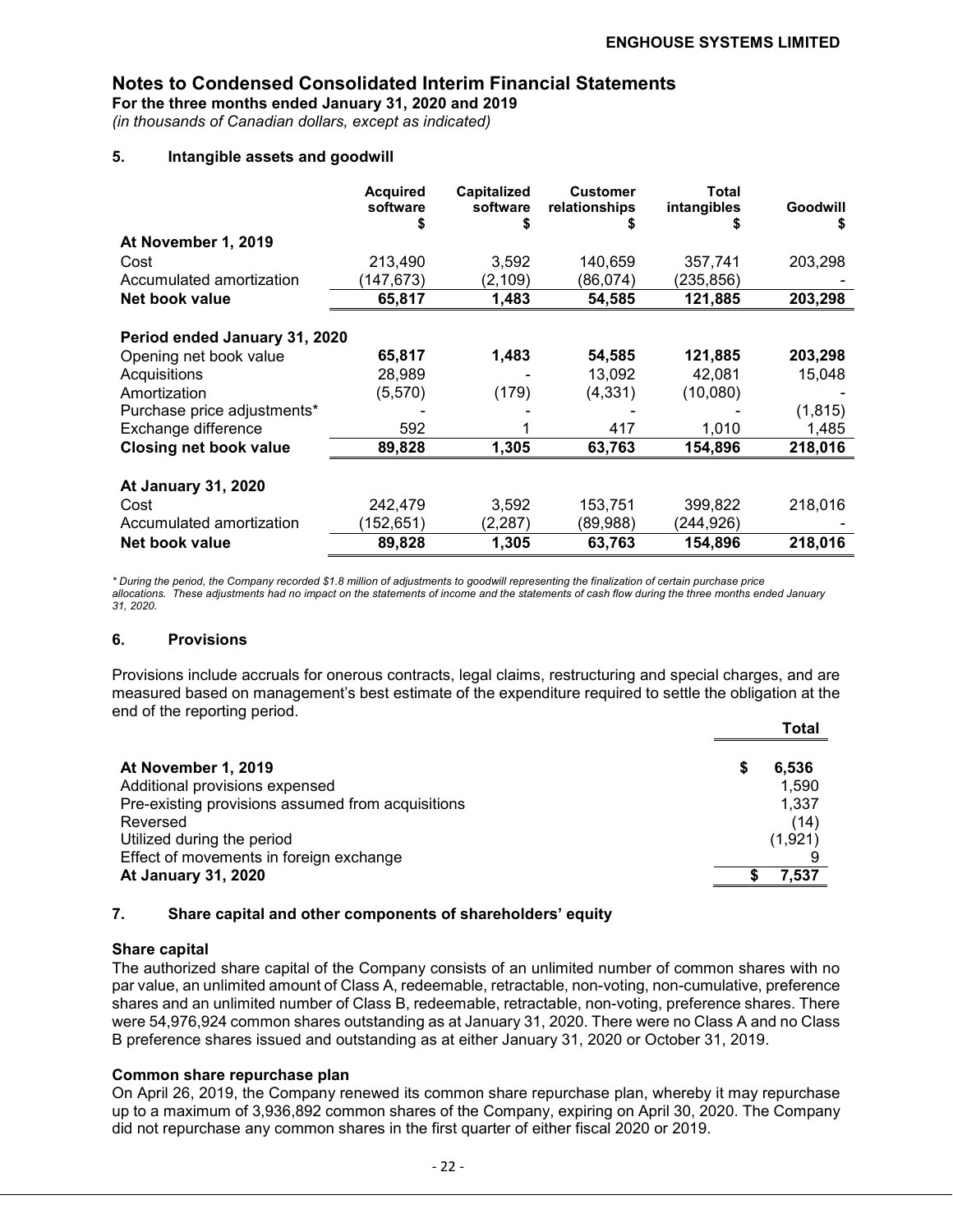## Notes to Condensed Consolidated Interim Financial Statements

**For the three months ended January 31, 2020 and 2019**

*(in thousands of Canadian dollars, except as indicated)*

### 5. Intangible assets and goodwill

| | Acquired software $ | Capitalized software $ | Customer relationships $ | Total intangibles $ | Goodwill $ |
|---|---|---|---|---|---|
| **At November 1, 2019** | | | | | |
| Cost | 213,490 | 3,592 | 140,659 | 357,741 | 203,298 |
| Accumulated amortization | (147,673) | (2,109) | (86,074) | (235,856) | - |
| **Net book value** | **65,817** | **1,483** | **54,585** | **121,885** | **203,298** |
| **Period ended January 31, 2020** | | | | | |
| Opening net book value | **65,817** | **1,483** | **54,585** | **121,885** | **203,298** |
| Acquisitions | 28,989 | - | 13,092 | 42,081 | 15,048 |
| Amortization | (5,570) | (179) | (4,331) | (10,080) | - |
| Purchase price adjustments* | - | - | - | - | (1,815) |
| Exchange difference | 592 | 1 | 417 | 1,010 | 1,485 |
| **Closing net book value** | **89,828** | **1,305** | **63,763** | **154,896** | **218,016** |
| **At January 31, 2020** | | | | | |
| Cost | 242,479 | 3,592 | 153,751 | 399,822 | 218,016 |
| Accumulated amortization | (152,651) | (2,287) | (89,988) | (244,926) | - |
| **Net book value** | **89,828** | **1,305** | **63,763** | **154,896** | **218,016** |

*\* During the period, the Company recorded $1.8 million of adjustments to goodwill representing the finalization of certain purchase price allocations. These adjustments had no impact on the statements of income and the statements of cash flow during the three months ended January 31, 2020.*

### 6. Provisions

Provisions include accruals for onerous contracts, legal claims, restructuring and special charges, and are measured based on management's best estimate of the expenditure required to settle the obligation at the end of the reporting period.

| | Total |
|---|---|
| **At November 1, 2019** | **$ 6,536** |
| Additional provisions expensed | 1,590 |
| Pre-existing provisions assumed from acquisitions | 1,337 |
| Reversed | (14) |
| Utilized during the period | (1,921) |
| Effect of movements in foreign exchange | 9 |
| **At January 31, 2020** | **$ 7,537** |

### 7. Share capital and other components of shareholders' equity

**Share capital**

The authorized share capital of the Company consists of an unlimited number of common shares with no par value, an unlimited amount of Class A, redeemable, retractable, non-voting, non-cumulative, preference shares and an unlimited number of Class B, redeemable, retractable, non-voting, preference shares. There were 54,976,924 common shares outstanding as at January 31, 2020. There were no Class A and no Class B preference shares issued and outstanding as at either January 31, 2020 or October 31, 2019.

**Common share repurchase plan**

On April 26, 2019, the Company renewed its common share repurchase plan, whereby it may repurchase up to a maximum of 3,936,892 common shares of the Company, expiring on April 30, 2020. The Company did not repurchase any common shares in the first quarter of either fiscal 2020 or 2019.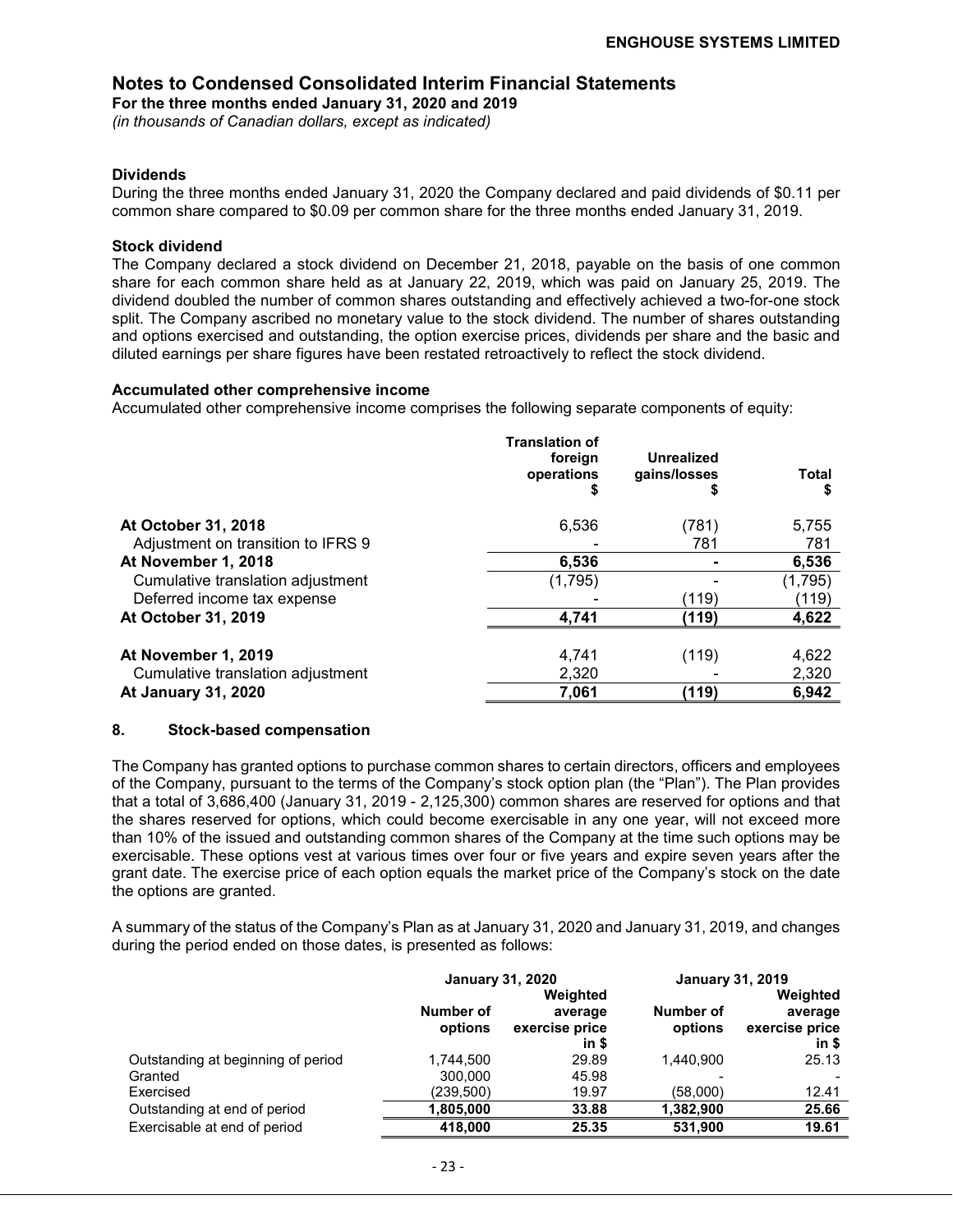**Dividends**

During the three months ended January 31, 2020 the Company declared and paid dividends of $0.11 per common share compared to $0.09 per common share for the three months ended January 31, 2019.

**Stock dividend**

The Company declared a stock dividend on December 21, 2018, payable on the basis of one common share for each common share held as at January 22, 2019, which was paid on January 25, 2019. The dividend doubled the number of common shares outstanding and effectively achieved a two-for-one stock split. The Company ascribed no monetary value to the stock dividend. The number of shares outstanding and options exercised and outstanding, the option exercise prices, dividends per share and the basic and diluted earnings per share figures have been restated retroactively to reflect the stock dividend.

**Accumulated other comprehensive income**

Accumulated other comprehensive income comprises the following separate components of equity:

| | Translation of foreign operations $ | Unrealized gains/losses $ | Total $ |
|---|---|---|---|
| **At October 31, 2018** | 6,536 | (781) | 5,755 |
| Adjustment on transition to IFRS 9 | - | 781 | 781 |
| **At November 1, 2018** | **6,536** | **-** | **6,536** |
| Cumulative translation adjustment | (1,795) | - | (1,795) |
| Deferred income tax expense | - | (119) | (119) |
| **At October 31, 2019** | **4,741** | **(119)** | **4,622** |
| **At November 1, 2019** | 4,741 | (119) | 4,622 |
| Cumulative translation adjustment | 2,320 | - | 2,320 |
| **At January 31, 2020** | **7,061** | **(119)** | **6,942** |

## 8. Stock-based compensation

The Company has granted options to purchase common shares to certain directors, officers and employees of the Company, pursuant to the terms of the Company's stock option plan (the "Plan"). The Plan provides that a total of 3,686,400 (January 31, 2019 - 2,125,300) common shares are reserved for options and that the shares reserved for options, which could become exercisable in any one year, will not exceed more than 10% of the issued and outstanding common shares of the Company at the time such options may be exercisable. These options vest at various times over four or five years and expire seven years after the grant date. The exercise price of each option equals the market price of the Company's stock on the date the options are granted.

A summary of the status of the Company's Plan as at January 31, 2020 and January 31, 2019, and changes during the period ended on those dates, is presented as follows:

| | January 31, 2020 | | January 31, 2019 | |
|---|---|---|---|---|
| | Number of options | Weighted average exercise price in $ | Number of options | Weighted average exercise price in $ |
| Outstanding at beginning of period | 1,744,500 | 29.89 | 1,440,900 | 25.13 |
| Granted | 300,000 | 45.98 | - | - |
| Exercised | (239,500) | 19.97 | (58,000) | 12.41 |
| Outstanding at end of period | **1,805,000** | **33.88** | **1,382,900** | **25.66** |
| Exercisable at end of period | **418,000** | **25.35** | **531,900** | **19.61** |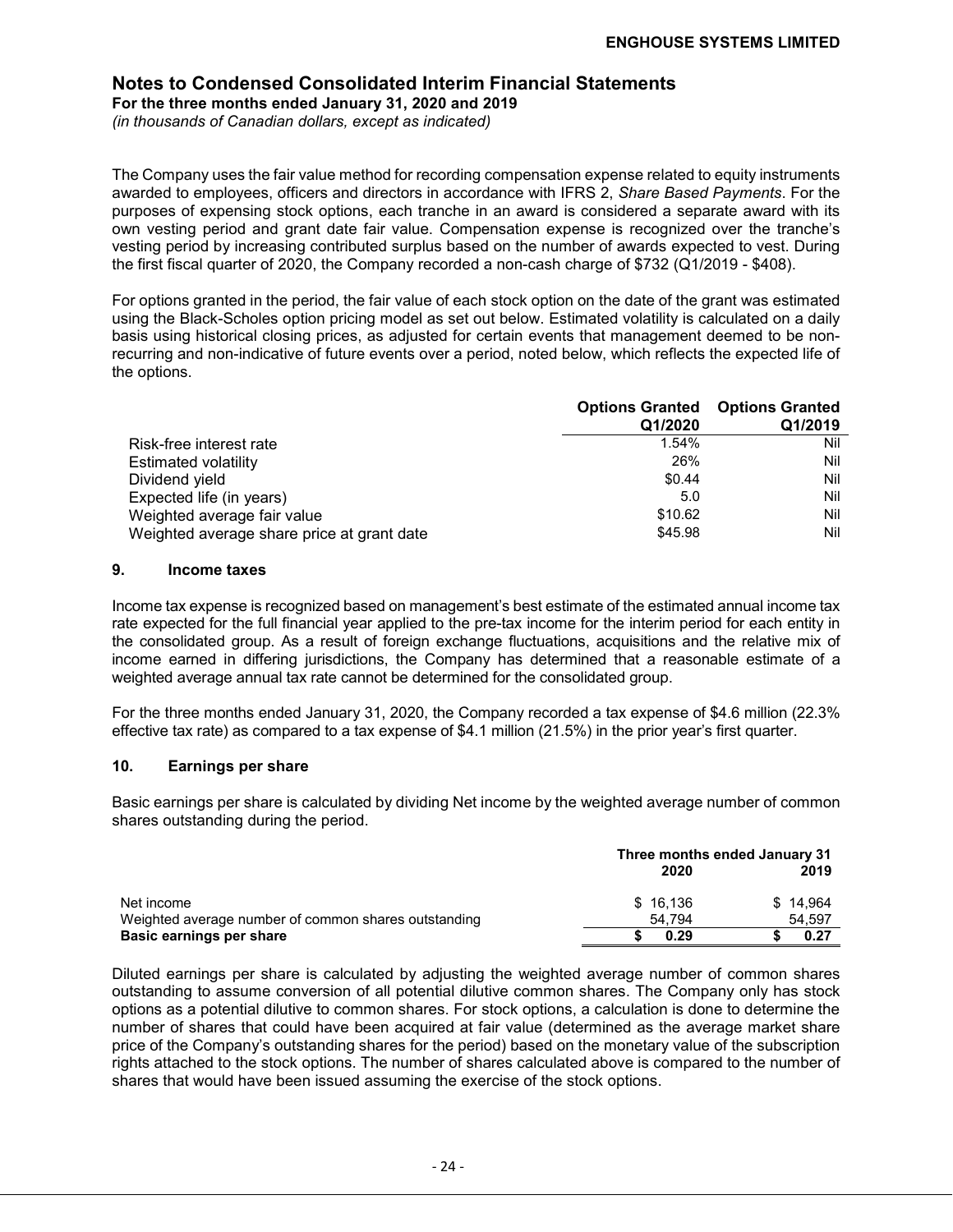**Notes to Condensed Consolidated Interim Financial Statements**
**For the three months ended January 31, 2020 and 2019**
*(in thousands of Canadian dollars, except as indicated)*

The Company uses the fair value method for recording compensation expense related to equity instruments awarded to employees, officers and directors in accordance with IFRS 2, *Share Based Payments*. For the purposes of expensing stock options, each tranche in an award is considered a separate award with its own vesting period and grant date fair value. Compensation expense is recognized over the tranche's vesting period by increasing contributed surplus based on the number of awards expected to vest. During the first fiscal quarter of 2020, the Company recorded a non-cash charge of $732 (Q1/2019 - $408).

For options granted in the period, the fair value of each stock option on the date of the grant was estimated using the Black-Scholes option pricing model as set out below. Estimated volatility is calculated on a daily basis using historical closing prices, as adjusted for certain events that management deemed to be non-recurring and non-indicative of future events over a period, noted below, which reflects the expected life of the options.

| | Options Granted Q1/2020 | Options Granted Q1/2019 |
|---|---|---|
| Risk-free interest rate | 1.54% | Nil |
| Estimated volatility | 26% | Nil |
| Dividend yield | $0.44 | Nil |
| Expected life (in years) | 5.0 | Nil |
| Weighted average fair value | $10.62 | Nil |
| Weighted average share price at grant date | $45.98 | Nil |

## 9. Income taxes

Income tax expense is recognized based on management's best estimate of the estimated annual income tax rate expected for the full financial year applied to the pre-tax income for the interim period for each entity in the consolidated group. As a result of foreign exchange fluctuations, acquisitions and the relative mix of income earned in differing jurisdictions, the Company has determined that a reasonable estimate of a weighted average annual tax rate cannot be determined for the consolidated group.

For the three months ended January 31, 2020, the Company recorded a tax expense of $4.6 million (22.3% effective tax rate) as compared to a tax expense of $4.1 million (21.5%) in the prior year's first quarter.

## 10. Earnings per share

Basic earnings per share is calculated by dividing Net income by the weighted average number of common shares outstanding during the period.

| | Three months ended January 31 2020 | 2019 |
|---|---|---|
| Net income | $ 16,136 | $ 14,964 |
| Weighted average number of common shares outstanding | 54,794 | 54,597 |
| **Basic earnings per share** | **$ 0.29** | **$ 0.27** |

Diluted earnings per share is calculated by adjusting the weighted average number of common shares outstanding to assume conversion of all potential dilutive common shares. The Company only has stock options as a potential dilutive to common shares. For stock options, a calculation is done to determine the number of shares that could have been acquired at fair value (determined as the average market share price of the Company's outstanding shares for the period) based on the monetary value of the subscription rights attached to the stock options. The number of shares calculated above is compared to the number of shares that would have been issued assuming the exercise of the stock options.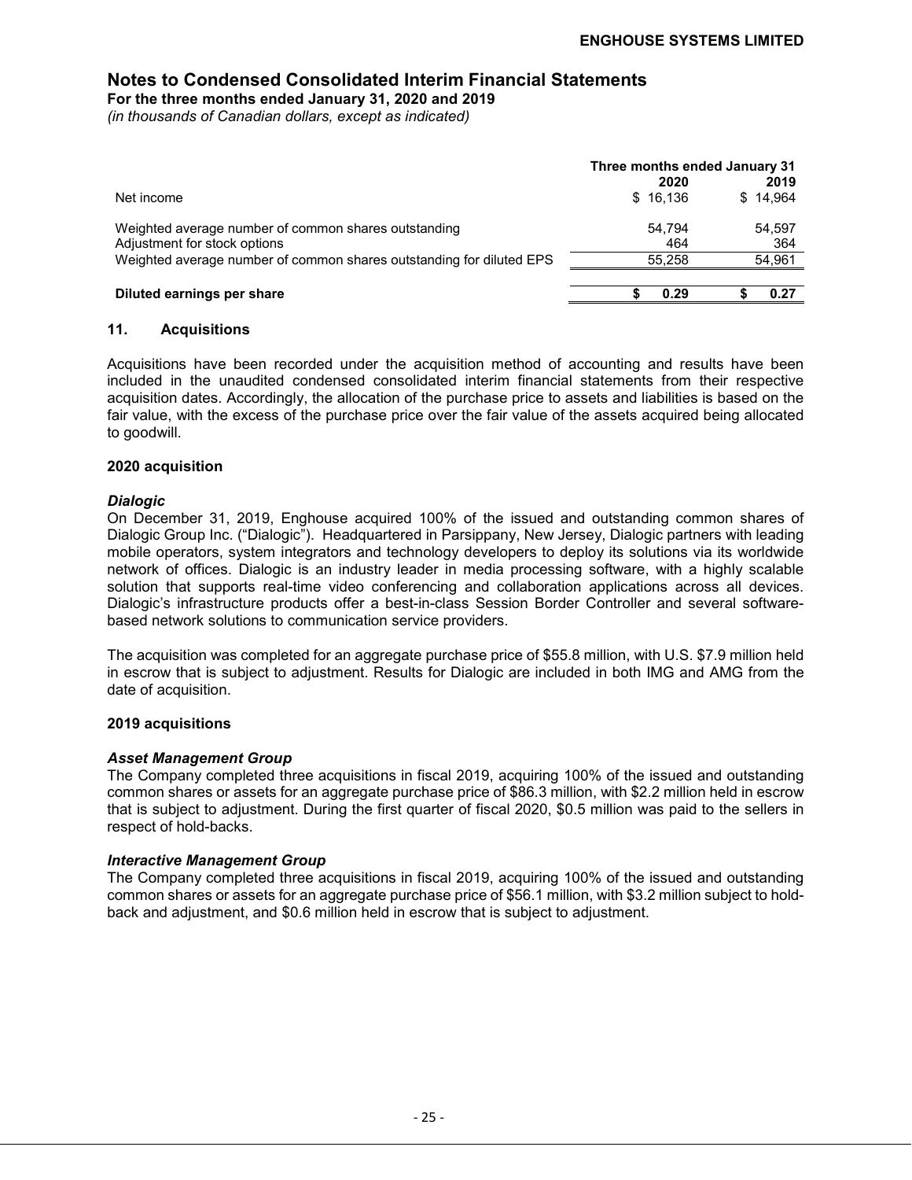## Notes to Condensed Consolidated Interim Financial Statements

**For the three months ended January 31, 2020 and 2019**

*(in thousands of Canadian dollars, except as indicated)*

| | Three months ended January 31 | |
|---|---|---|
| | **2020** | **2019** |
| Net income | $ 16,136 | $ 14,964 |
| Weighted average number of common shares outstanding | 54,794 | 54,597 |
| Adjustment for stock options | 464 | 364 |
| Weighted average number of common shares outstanding for diluted EPS | 55,258 | 54,961 |
| **Diluted earnings per share** | **$ 0.29** | **$ 0.27** |

### 11. Acquisitions

Acquisitions have been recorded under the acquisition method of accounting and results have been included in the unaudited condensed consolidated interim financial statements from their respective acquisition dates. Accordingly, the allocation of the purchase price to assets and liabilities is based on the fair value, with the excess of the purchase price over the fair value of the assets acquired being allocated to goodwill.

#### 2020 acquisition

***Dialogic***

On December 31, 2019, Enghouse acquired 100% of the issued and outstanding common shares of Dialogic Group Inc. ("Dialogic"). Headquartered in Parsippany, New Jersey, Dialogic partners with leading mobile operators, system integrators and technology developers to deploy its solutions via its worldwide network of offices. Dialogic is an industry leader in media processing software, with a highly scalable solution that supports real-time video conferencing and collaboration applications across all devices. Dialogic's infrastructure products offer a best-in-class Session Border Controller and several software-based network solutions to communication service providers.

The acquisition was completed for an aggregate purchase price of $55.8 million, with U.S. $7.9 million held in escrow that is subject to adjustment. Results for Dialogic are included in both IMG and AMG from the date of acquisition.

#### 2019 acquisitions

***Asset Management Group***

The Company completed three acquisitions in fiscal 2019, acquiring 100% of the issued and outstanding common shares or assets for an aggregate purchase price of $86.3 million, with $2.2 million held in escrow that is subject to adjustment. During the first quarter of fiscal 2020, $0.5 million was paid to the sellers in respect of hold-backs.

***Interactive Management Group***

The Company completed three acquisitions in fiscal 2019, acquiring 100% of the issued and outstanding common shares or assets for an aggregate purchase price of $56.1 million, with $3.2 million subject to hold-back and adjustment, and $0.6 million held in escrow that is subject to adjustment.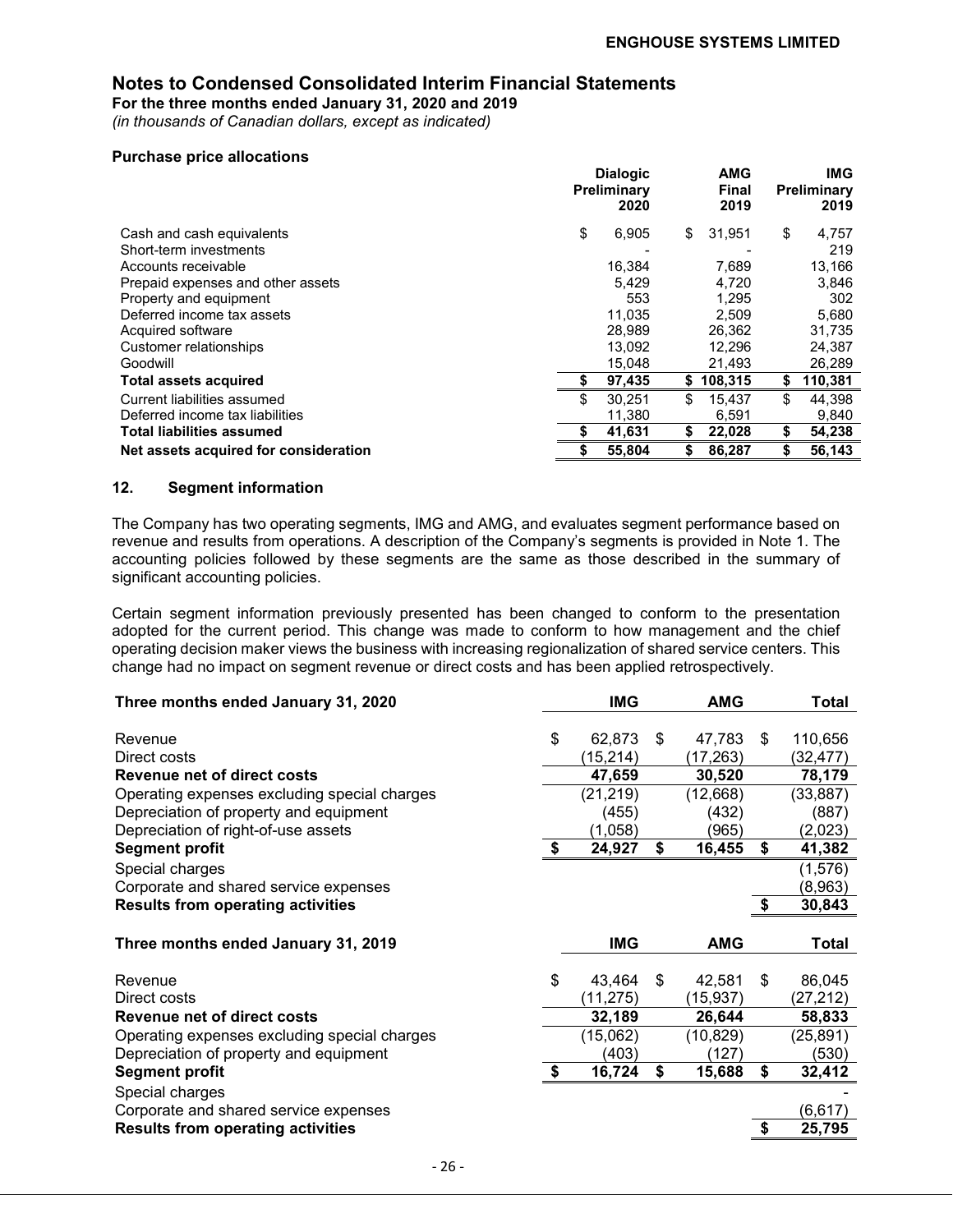## Notes to Condensed Consolidated Interim Financial Statements

**For the three months ended January 31, 2020 and 2019**

*(in thousands of Canadian dollars, except as indicated)*

**Purchase price allocations**

| | Dialogic Preliminary 2020 | AMG Final 2019 | IMG Preliminary 2019 |
|---|---|---|---|
| Cash and cash equivalents | $ 6,905 | $ 31,951 | $ 4,757 |
| Short-term investments | - | - | 219 |
| Accounts receivable | 16,384 | 7,689 | 13,166 |
| Prepaid expenses and other assets | 5,429 | 4,720 | 3,846 |
| Property and equipment | 553 | 1,295 | 302 |
| Deferred income tax assets | 11,035 | 2,509 | 5,680 |
| Acquired software | 28,989 | 26,362 | 31,735 |
| Customer relationships | 13,092 | 12,296 | 24,387 |
| Goodwill | 15,048 | 21,493 | 26,289 |
| **Total assets acquired** | **$ 97,435** | **$ 108,315** | **$ 110,381** |
| Current liabilities assumed | $ 30,251 | $ 15,437 | $ 44,398 |
| Deferred income tax liabilities | 11,380 | 6,591 | 9,840 |
| **Total liabilities assumed** | **$ 41,631** | **$ 22,028** | **$ 54,238** |
| **Net assets acquired for consideration** | **$ 55,804** | **$ 86,287** | **$ 56,143** |

### 12. Segment information

The Company has two operating segments, IMG and AMG, and evaluates segment performance based on revenue and results from operations. A description of the Company's segments is provided in Note 1. The accounting policies followed by these segments are the same as those described in the summary of significant accounting policies.

Certain segment information previously presented has been changed to conform to the presentation adopted for the current period. This change was made to conform to how management and the chief operating decision maker views the business with increasing regionalization of shared service centers. This change had no impact on segment revenue or direct costs and has been applied retrospectively.

| **Three months ended January 31, 2020** | **IMG** | **AMG** | **Total** |
|---|---|---|---|
| Revenue | $ 62,873 | $ 47,783 | $ 110,656 |
| Direct costs | (15,214) | (17,263) | (32,477) |
| **Revenue net of direct costs** | **47,659** | **30,520** | **78,179** |
| Operating expenses excluding special charges | (21,219) | (12,668) | (33,887) |
| Depreciation of property and equipment | (455) | (432) | (887) |
| Depreciation of right-of-use assets | (1,058) | (965) | (2,023) |
| **Segment profit** | **$ 24,927** | **$ 16,455** | **$ 41,382** |
| Special charges | | | (1,576) |
| Corporate and shared service expenses | | | (8,963) |
| **Results from operating activities** | | | **$ 30,843** |

| **Three months ended January 31, 2019** | **IMG** | **AMG** | **Total** |
|---|---|---|---|
| Revenue | $ 43,464 | $ 42,581 | $ 86,045 |
| Direct costs | (11,275) | (15,937) | (27,212) |
| **Revenue net of direct costs** | **32,189** | **26,644** | **58,833** |
| Operating expenses excluding special charges | (15,062) | (10,829) | (25,891) |
| Depreciation of property and equipment | (403) | (127) | (530) |
| **Segment profit** | **$ 16,724** | **$ 15,688** | **$ 32,412** |
| Special charges | | | - |
| Corporate and shared service expenses | | | (6,617) |
| **Results from operating activities** | | | **$ 25,795** |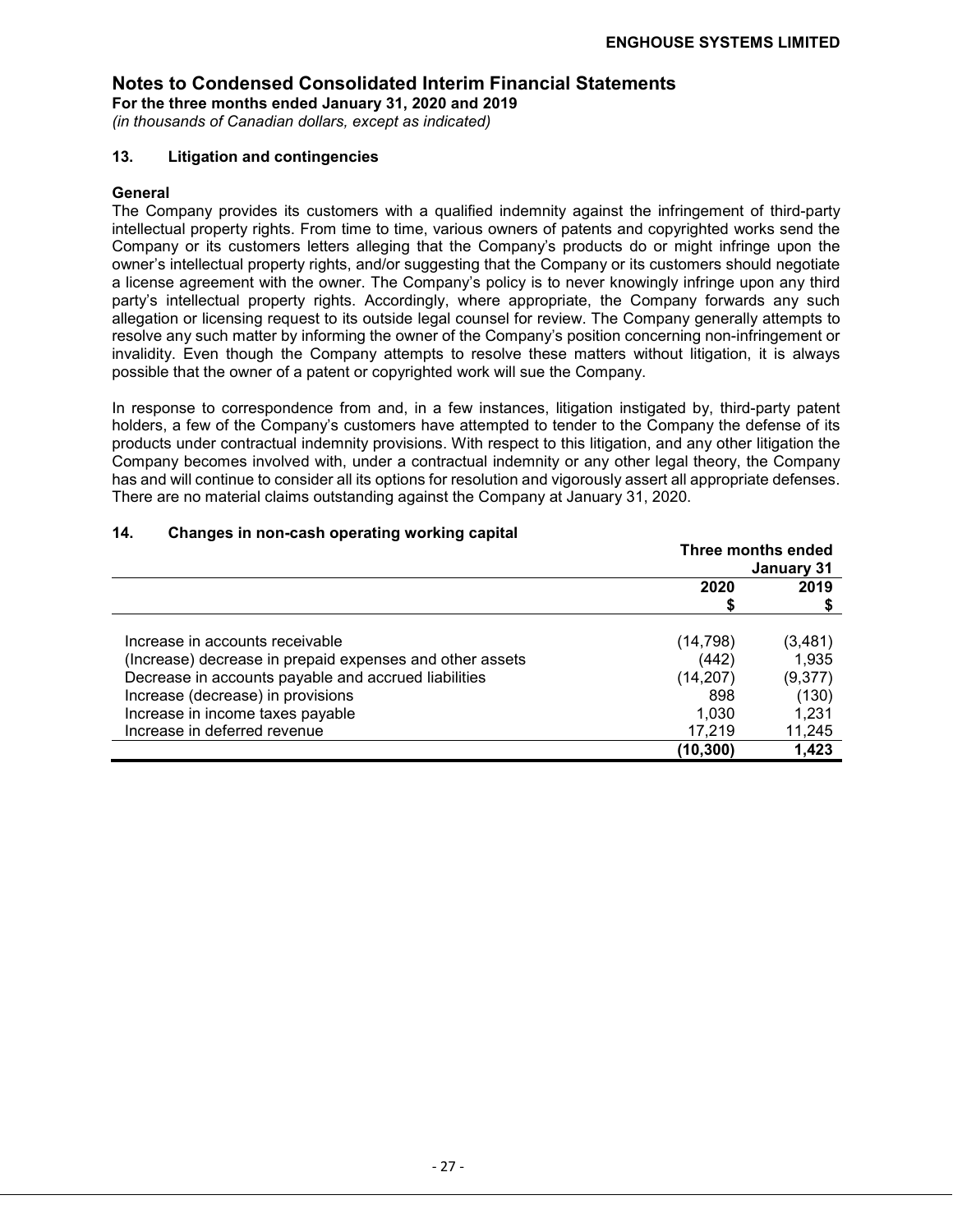# Notes to Condensed Consolidated Interim Financial Statements

**For the three months ended January 31, 2020 and 2019**

*(in thousands of Canadian dollars, except as indicated)*

## 13. Litigation and contingencies

**General**

The Company provides its customers with a qualified indemnity against the infringement of third-party intellectual property rights. From time to time, various owners of patents and copyrighted works send the Company or its customers letters alleging that the Company's products do or might infringe upon the owner's intellectual property rights, and/or suggesting that the Company or its customers should negotiate a license agreement with the owner. The Company's policy is to never knowingly infringe upon any third party's intellectual property rights. Accordingly, where appropriate, the Company forwards any such allegation or licensing request to its outside legal counsel for review. The Company generally attempts to resolve any such matter by informing the owner of the Company's position concerning non-infringement or invalidity. Even though the Company attempts to resolve these matters without litigation, it is always possible that the owner of a patent or copyrighted work will sue the Company.

In response to correspondence from and, in a few instances, litigation instigated by, third-party patent holders, a few of the Company's customers have attempted to tender to the Company the defense of its products under contractual indemnity provisions. With respect to this litigation, and any other litigation the Company becomes involved with, under a contractual indemnity or any other legal theory, the Company has and will continue to consider all its options for resolution and vigorously assert all appropriate defenses. There are no material claims outstanding against the Company at January 31, 2020.

## 14. Changes in non-cash operating working capital

| | Three months ended January 31 | |
|---|---|---|
| | **2020** | **2019** |
| | **$** | **$** |
| Increase in accounts receivable | (14,798) | (3,481) |
| (Increase) decrease in prepaid expenses and other assets | (442) | 1,935 |
| Decrease in accounts payable and accrued liabilities | (14,207) | (9,377) |
| Increase (decrease) in provisions | 898 | (130) |
| Increase in income taxes payable | 1,030 | 1,231 |
| Increase in deferred revenue | 17,219 | 11,245 |
| | **(10,300)** | **1,423** |